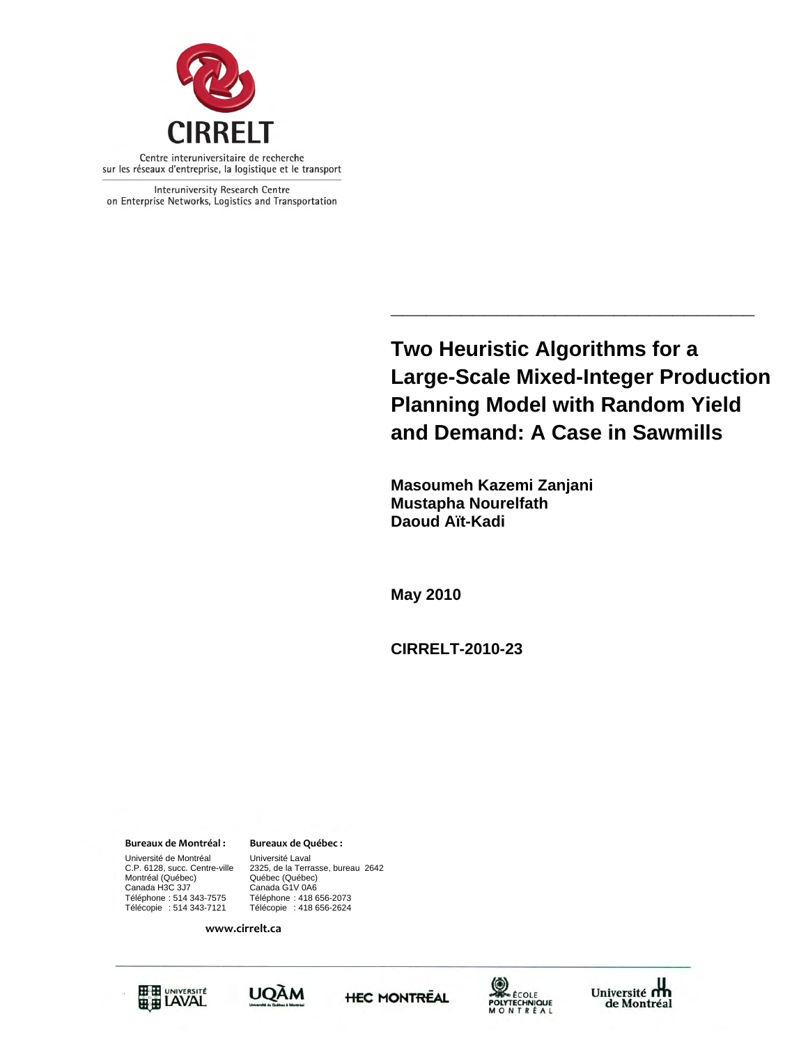**CIRRELT**

Centre interuniversitaire de recherche
sur les réseaux d'entreprise, la logistique et le transport

Interuniversity Research Centre
on Enterprise Networks, Logistics and Transportation

# Two Heuristic Algorithms for a Large-Scale Mixed-Integer Production Planning Model with Random Yield and Demand: A Case in Sawmills

**Masoumeh Kazemi Zanjani**
**Mustapha Nourelfath**
**Daoud Aït-Kadi**

**May 2010**

**CIRRELT-2010-23**

**Bureaux de Montréal :**

Université de Montréal
C.P. 6128, succ. Centre-ville
Montréal (Québec)
Canada H3C 3J7
Téléphone : 514 343-7575
Télécopie : 514 343-7121

**Bureaux de Québec :**

Université Laval
2325, de la Terrasse, bureau 2642
Québec (Québec)
Canada G1V 0A6
Téléphone : 418 656-2073
Télécopie : 418 656-2624

**www.cirrelt.ca**

Université Laval · UQÀM · HEC Montréal · École Polytechnique Montréal · Université de Montréal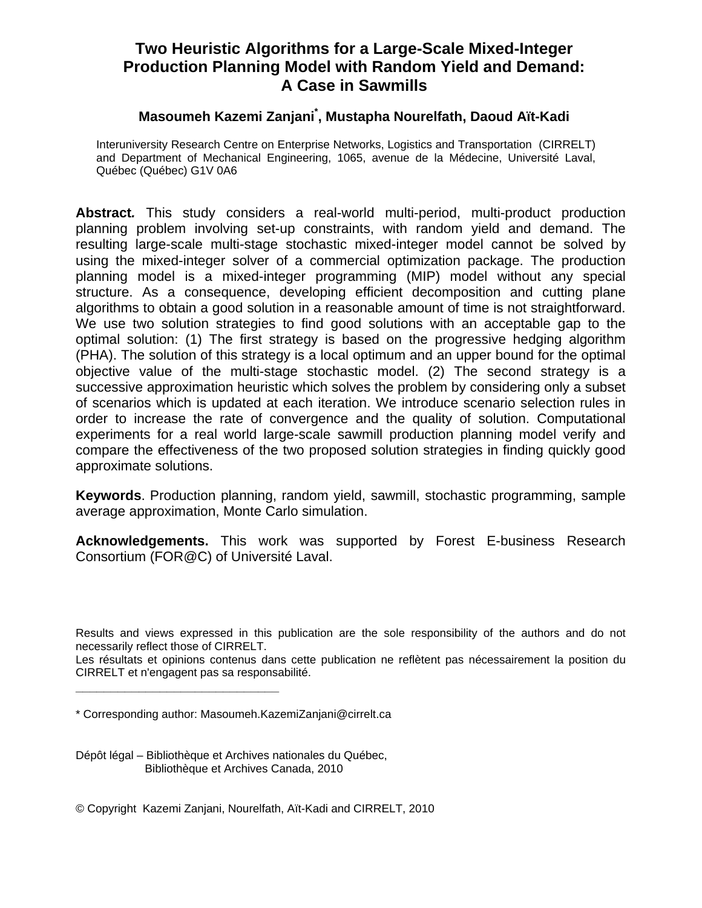# Two Heuristic Algorithms for a Large-Scale Mixed-Integer Production Planning Model with Random Yield and Demand: A Case in Sawmills

**Masoumeh Kazemi Zanjani*, Mustapha Nourelfath, Daoud Aït-Kadi**

Interuniversity Research Centre on Enterprise Networks, Logistics and Transportation (CIRRELT) and Department of Mechanical Engineering, 1065, avenue de la Médecine, Université Laval, Québec (Québec) G1V 0A6

**Abstract.** This study considers a real-world multi-period, multi-product production planning problem involving set-up constraints, with random yield and demand. The resulting large-scale multi-stage stochastic mixed-integer model cannot be solved by using the mixed-integer solver of a commercial optimization package. The production planning model is a mixed-integer programming (MIP) model without any special structure. As a consequence, developing efficient decomposition and cutting plane algorithms to obtain a good solution in a reasonable amount of time is not straightforward. We use two solution strategies to find good solutions with an acceptable gap to the optimal solution: (1) The first strategy is based on the progressive hedging algorithm (PHA). The solution of this strategy is a local optimum and an upper bound for the optimal objective value of the multi-stage stochastic model. (2) The second strategy is a successive approximation heuristic which solves the problem by considering only a subset of scenarios which is updated at each iteration. We introduce scenario selection rules in order to increase the rate of convergence and the quality of solution. Computational experiments for a real world large-scale sawmill production planning model verify and compare the effectiveness of the two proposed solution strategies in finding quickly good approximate solutions.

**Keywords**. Production planning, random yield, sawmill, stochastic programming, sample average approximation, Monte Carlo simulation.

**Acknowledgements.** This work was supported by Forest E-business Research Consortium (FOR@C) of Université Laval.

Results and views expressed in this publication are the sole responsibility of the authors and do not necessarily reflect those of CIRRELT.
Les résultats et opinions contenus dans cette publication ne reflètent pas nécessairement la position du CIRRELT et n'engagent pas sa responsabilité.

_____________________________

* Corresponding author: Masoumeh.KazemiZanjani@cirrelt.ca

Dépôt légal – Bibliothèque et Archives nationales du Québec,
Bibliothèque et Archives Canada, 2010

© Copyright Kazemi Zanjani, Nourelfath, Aït-Kadi and CIRRELT, 2010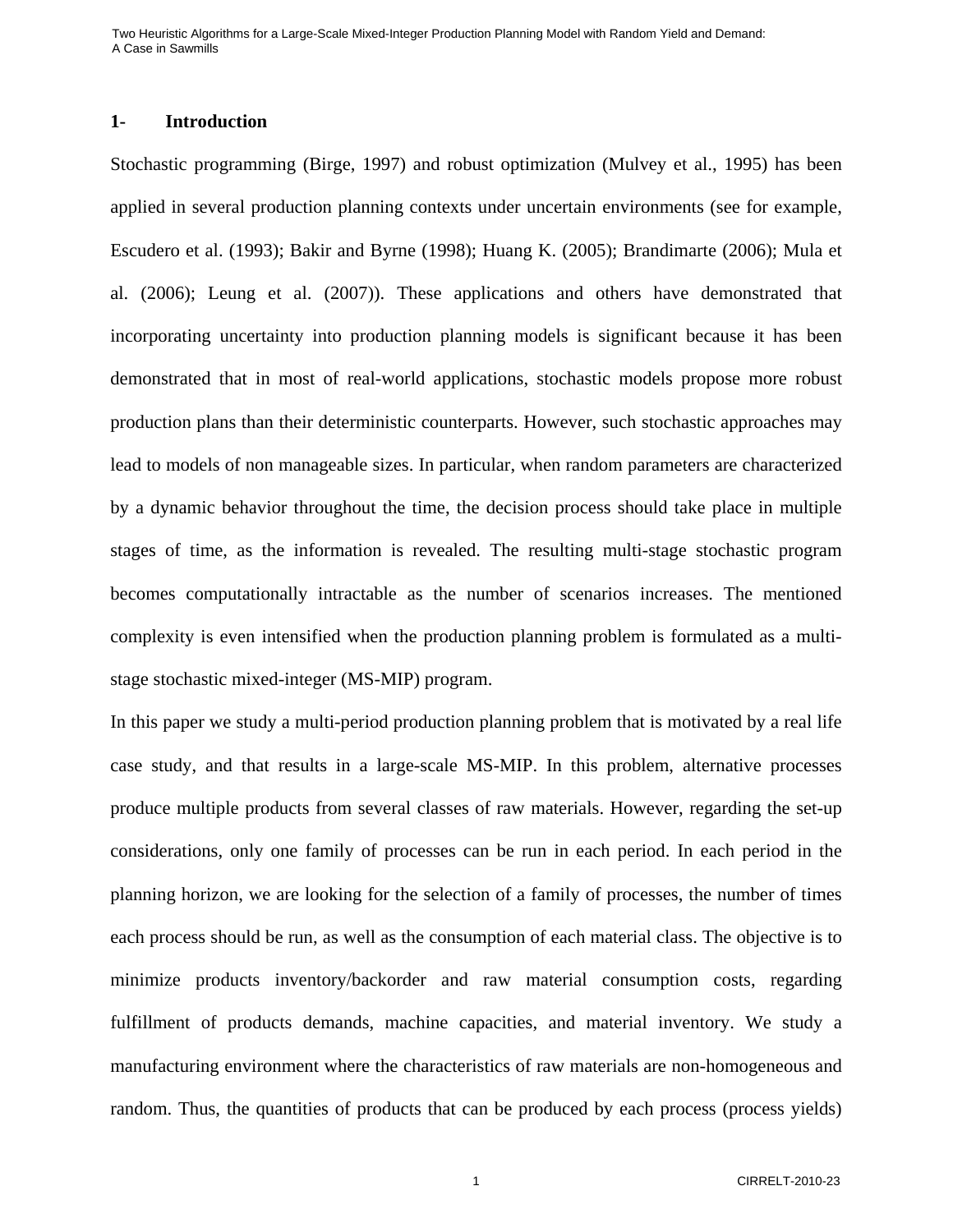## 1- Introduction

Stochastic programming (Birge, 1997) and robust optimization (Mulvey et al., 1995) has been applied in several production planning contexts under uncertain environments (see for example, Escudero et al. (1993); Bakir and Byrne (1998); Huang K. (2005); Brandimarte (2006); Mula et al. (2006); Leung et al. (2007)). These applications and others have demonstrated that incorporating uncertainty into production planning models is significant because it has been demonstrated that in most of real-world applications, stochastic models propose more robust production plans than their deterministic counterparts. However, such stochastic approaches may lead to models of non manageable sizes. In particular, when random parameters are characterized by a dynamic behavior throughout the time, the decision process should take place in multiple stages of time, as the information is revealed. The resulting multi-stage stochastic program becomes computationally intractable as the number of scenarios increases. The mentioned complexity is even intensified when the production planning problem is formulated as a multi-stage stochastic mixed-integer (MS-MIP) program.

In this paper we study a multi-period production planning problem that is motivated by a real life case study, and that results in a large-scale MS-MIP. In this problem, alternative processes produce multiple products from several classes of raw materials. However, regarding the set-up considerations, only one family of processes can be run in each period. In each period in the planning horizon, we are looking for the selection of a family of processes, the number of times each process should be run, as well as the consumption of each material class. The objective is to minimize products inventory/backorder and raw material consumption costs, regarding fulfillment of products demands, machine capacities, and material inventory. We study a manufacturing environment where the characteristics of raw materials are non-homogeneous and random. Thus, the quantities of products that can be produced by each process (process yields)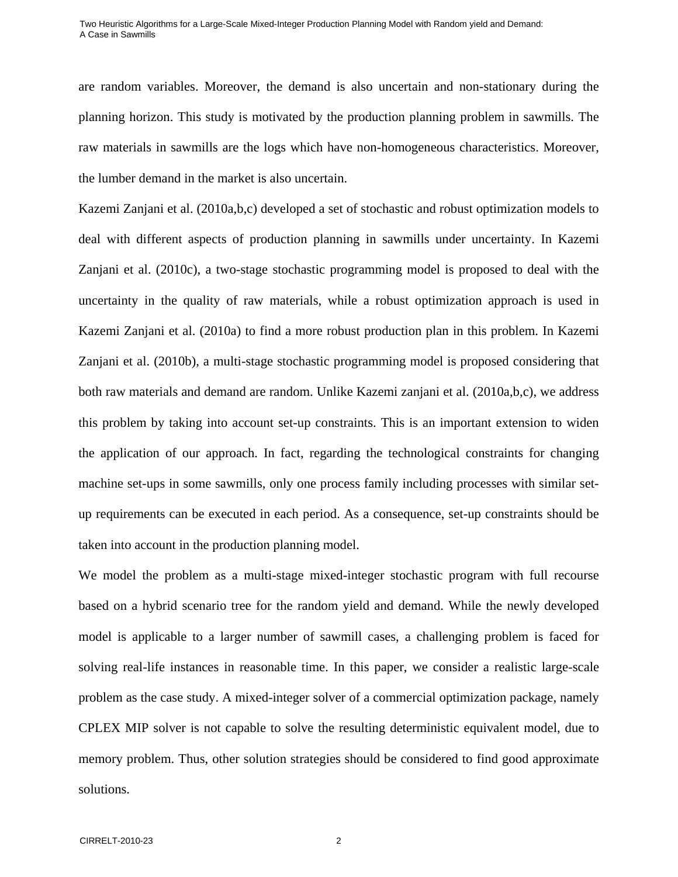are random variables. Moreover, the demand is also uncertain and non-stationary during the planning horizon. This study is motivated by the production planning problem in sawmills. The raw materials in sawmills are the logs which have non-homogeneous characteristics. Moreover, the lumber demand in the market is also uncertain.

Kazemi Zanjani et al. (2010a,b,c) developed a set of stochastic and robust optimization models to deal with different aspects of production planning in sawmills under uncertainty. In Kazemi Zanjani et al. (2010c), a two-stage stochastic programming model is proposed to deal with the uncertainty in the quality of raw materials, while a robust optimization approach is used in Kazemi Zanjani et al. (2010a) to find a more robust production plan in this problem. In Kazemi Zanjani et al. (2010b), a multi-stage stochastic programming model is proposed considering that both raw materials and demand are random. Unlike Kazemi zanjani et al. (2010a,b,c), we address this problem by taking into account set-up constraints. This is an important extension to widen the application of our approach. In fact, regarding the technological constraints for changing machine set-ups in some sawmills, only one process family including processes with similar set-up requirements can be executed in each period. As a consequence, set-up constraints should be taken into account in the production planning model.

We model the problem as a multi-stage mixed-integer stochastic program with full recourse based on a hybrid scenario tree for the random yield and demand. While the newly developed model is applicable to a larger number of sawmill cases, a challenging problem is faced for solving real-life instances in reasonable time. In this paper, we consider a realistic large-scale problem as the case study. A mixed-integer solver of a commercial optimization package, namely CPLEX MIP solver is not capable to solve the resulting deterministic equivalent model, due to memory problem. Thus, other solution strategies should be considered to find good approximate solutions.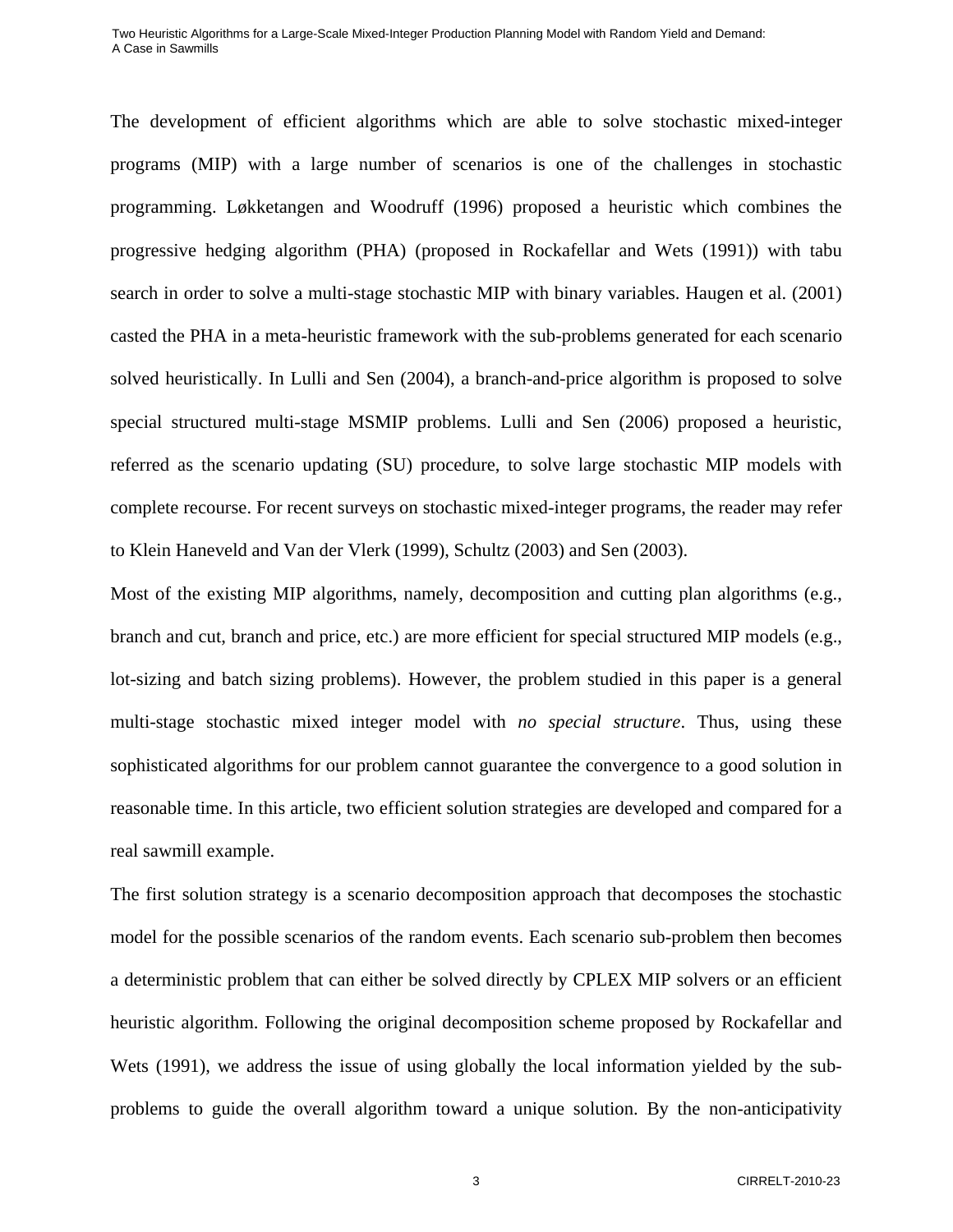The development of efficient algorithms which are able to solve stochastic mixed-integer programs (MIP) with a large number of scenarios is one of the challenges in stochastic programming. Løkketangen and Woodruff (1996) proposed a heuristic which combines the progressive hedging algorithm (PHA) (proposed in Rockafellar and Wets (1991)) with tabu search in order to solve a multi-stage stochastic MIP with binary variables. Haugen et al. (2001) casted the PHA in a meta-heuristic framework with the sub-problems generated for each scenario solved heuristically. In Lulli and Sen (2004), a branch-and-price algorithm is proposed to solve special structured multi-stage MSMIP problems. Lulli and Sen (2006) proposed a heuristic, referred as the scenario updating (SU) procedure, to solve large stochastic MIP models with complete recourse. For recent surveys on stochastic mixed-integer programs, the reader may refer to Klein Haneveld and Van der Vlerk (1999), Schultz (2003) and Sen (2003).

Most of the existing MIP algorithms, namely, decomposition and cutting plan algorithms (e.g., branch and cut, branch and price, etc.) are more efficient for special structured MIP models (e.g., lot-sizing and batch sizing problems). However, the problem studied in this paper is a general multi-stage stochastic mixed integer model with *no special structure*. Thus, using these sophisticated algorithms for our problem cannot guarantee the convergence to a good solution in reasonable time. In this article, two efficient solution strategies are developed and compared for a real sawmill example.

The first solution strategy is a scenario decomposition approach that decomposes the stochastic model for the possible scenarios of the random events. Each scenario sub-problem then becomes a deterministic problem that can either be solved directly by CPLEX MIP solvers or an efficient heuristic algorithm. Following the original decomposition scheme proposed by Rockafellar and Wets (1991), we address the issue of using globally the local information yielded by the sub-problems to guide the overall algorithm toward a unique solution. By the non-anticipativity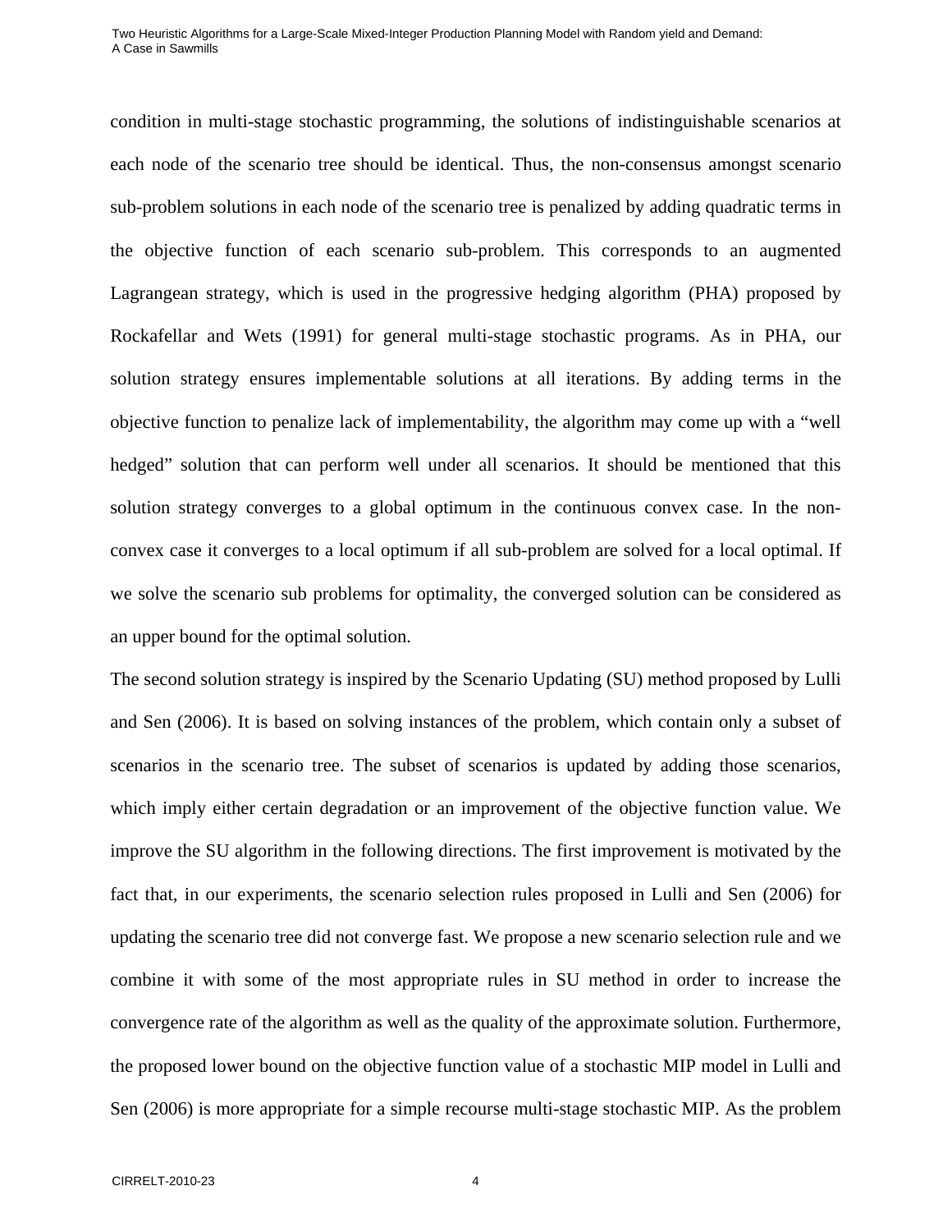condition in multi-stage stochastic programming, the solutions of indistinguishable scenarios at each node of the scenario tree should be identical. Thus, the non-consensus amongst scenario sub-problem solutions in each node of the scenario tree is penalized by adding quadratic terms in the objective function of each scenario sub-problem. This corresponds to an augmented Lagrangean strategy, which is used in the progressive hedging algorithm (PHA) proposed by Rockafellar and Wets (1991) for general multi-stage stochastic programs. As in PHA, our solution strategy ensures implementable solutions at all iterations. By adding terms in the objective function to penalize lack of implementability, the algorithm may come up with a "well hedged" solution that can perform well under all scenarios. It should be mentioned that this solution strategy converges to a global optimum in the continuous convex case. In the non-convex case it converges to a local optimum if all sub-problem are solved for a local optimal. If we solve the scenario sub problems for optimality, the converged solution can be considered as an upper bound for the optimal solution.

The second solution strategy is inspired by the Scenario Updating (SU) method proposed by Lulli and Sen (2006). It is based on solving instances of the problem, which contain only a subset of scenarios in the scenario tree. The subset of scenarios is updated by adding those scenarios, which imply either certain degradation or an improvement of the objective function value. We improve the SU algorithm in the following directions. The first improvement is motivated by the fact that, in our experiments, the scenario selection rules proposed in Lulli and Sen (2006) for updating the scenario tree did not converge fast. We propose a new scenario selection rule and we combine it with some of the most appropriate rules in SU method in order to increase the convergence rate of the algorithm as well as the quality of the approximate solution. Furthermore, the proposed lower bound on the objective function value of a stochastic MIP model in Lulli and Sen (2006) is more appropriate for a simple recourse multi-stage stochastic MIP. As the problem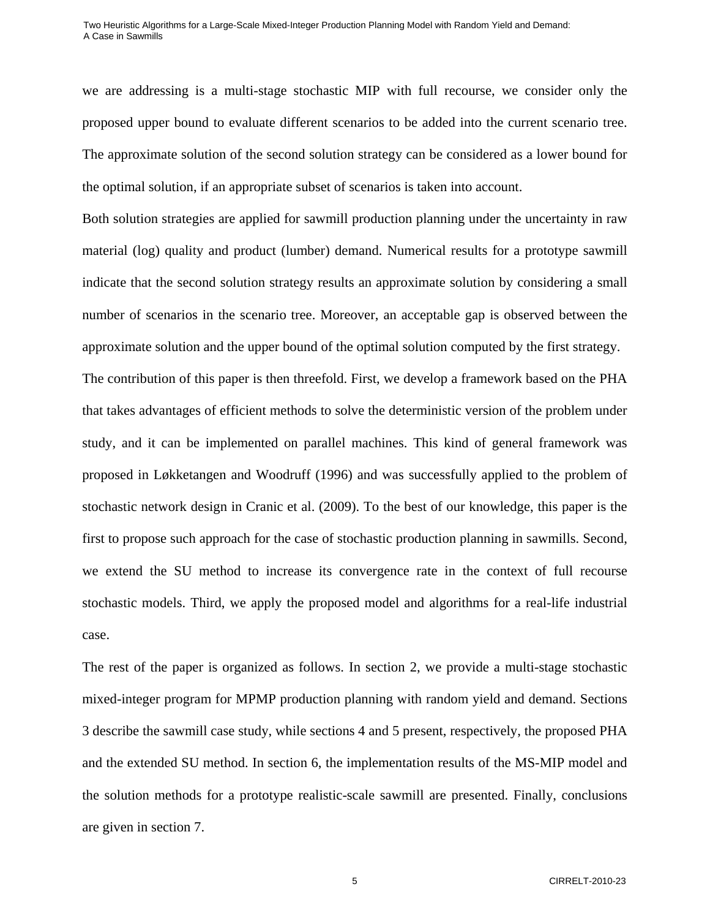we are addressing is a multi-stage stochastic MIP with full recourse, we consider only the proposed upper bound to evaluate different scenarios to be added into the current scenario tree. The approximate solution of the second solution strategy can be considered as a lower bound for the optimal solution, if an appropriate subset of scenarios is taken into account.

Both solution strategies are applied for sawmill production planning under the uncertainty in raw material (log) quality and product (lumber) demand. Numerical results for a prototype sawmill indicate that the second solution strategy results an approximate solution by considering a small number of scenarios in the scenario tree. Moreover, an acceptable gap is observed between the approximate solution and the upper bound of the optimal solution computed by the first strategy.

The contribution of this paper is then threefold. First, we develop a framework based on the PHA that takes advantages of efficient methods to solve the deterministic version of the problem under study, and it can be implemented on parallel machines. This kind of general framework was proposed in Løkketangen and Woodruff (1996) and was successfully applied to the problem of stochastic network design in Cranic et al. (2009). To the best of our knowledge, this paper is the first to propose such approach for the case of stochastic production planning in sawmills. Second, we extend the SU method to increase its convergence rate in the context of full recourse stochastic models. Third, we apply the proposed model and algorithms for a real-life industrial case.

The rest of the paper is organized as follows. In section 2, we provide a multi-stage stochastic mixed-integer program for MPMP production planning with random yield and demand. Sections 3 describe the sawmill case study, while sections 4 and 5 present, respectively, the proposed PHA and the extended SU method. In section 6, the implementation results of the MS-MIP model and the solution methods for a prototype realistic-scale sawmill are presented. Finally, conclusions are given in section 7.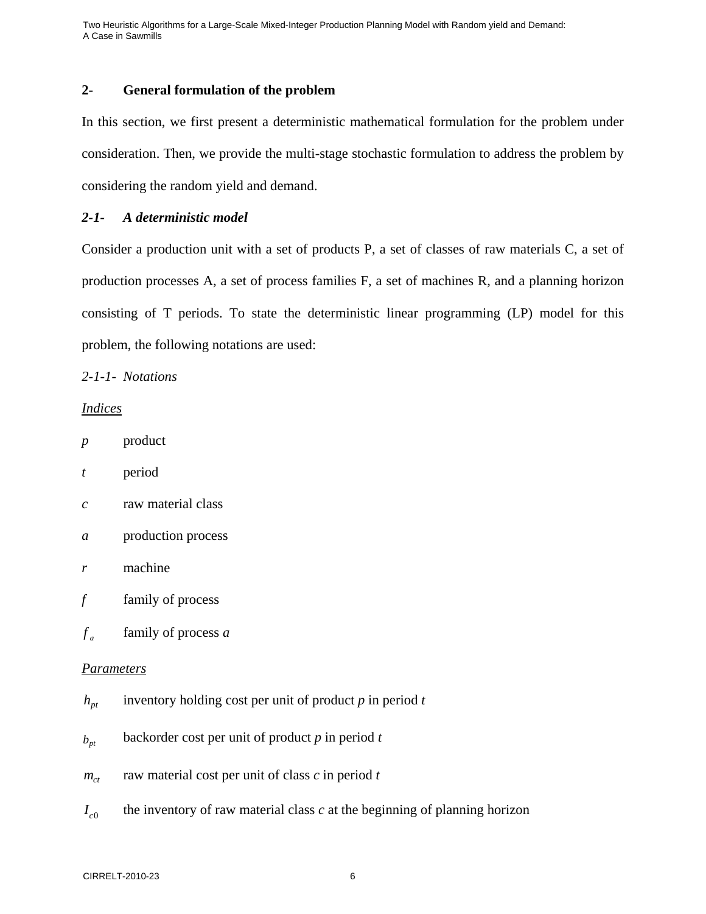## 2- General formulation of the problem

In this section, we first present a deterministic mathematical formulation for the problem under consideration. Then, we provide the multi-stage stochastic formulation to address the problem by considering the random yield and demand.

### *2-1- A deterministic model*

Consider a production unit with a set of products P, a set of classes of raw materials C, a set of production processes A, a set of process families F, a set of machines R, and a planning horizon consisting of T periods. To state the deterministic linear programming (LP) model for this problem, the following notations are used:

*2-1-1- Notations*

<u>*Indices*</u>

- $p$ product
- $t$ period
- $c$ raw material class
- $a$ production process
- $r$ machine
- $f$ family of process
- $f_a$ family of process $a$

<u>*Parameters*</u>

- $h_{pt}$ inventory holding cost per unit of product $p$ in period $t$
- $b_{pt}$ backorder cost per unit of product $p$ in period $t$
- $m_{ct}$ raw material cost per unit of class $c$ in period $t$
- $I_{c0}$ the inventory of raw material class $c$ at the beginning of planning horizon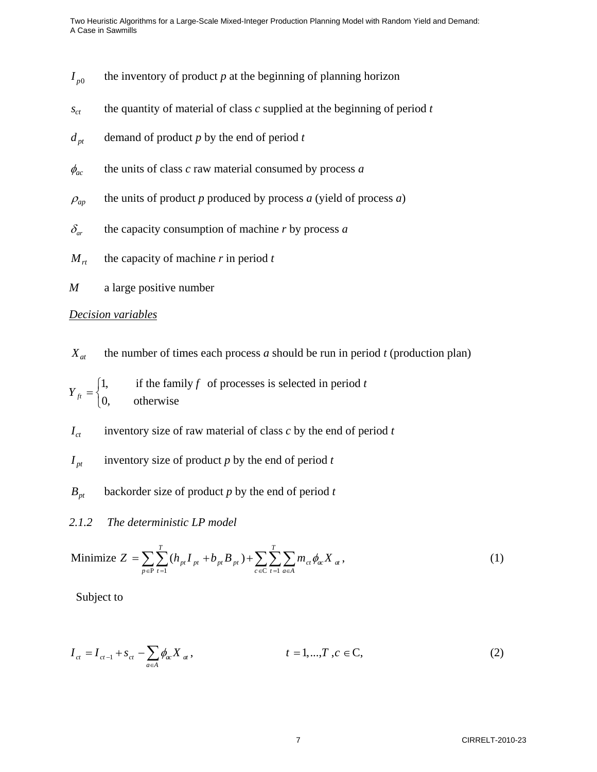$I_{p0}$ the inventory of product *p* at the beginning of planning horizon

$s_{ct}$ the quantity of material of class *c* supplied at the beginning of period *t*

$d_{pt}$ demand of product *p* by the end of period *t*

$\phi_{ac}$ the units of class *c* raw material consumed by process *a*

$\rho_{ap}$ the units of product *p* produced by process *a* (yield of process *a*)

$\delta_{ar}$ the capacity consumption of machine *r* by process *a*

$M_{rt}$ the capacity of machine *r* in period *t*

$M$ a large positive number

<u>*Decision variables*</u>

$X_{at}$ the number of times each process *a* should be run in period *t* (production plan)

$$Y_{ft} = \begin{cases} 1, & \text{if the family } f \text{ of processes is selected in period } t \\ 0, & \text{otherwise} \end{cases}$$

$I_{ct}$ inventory size of raw material of class *c* by the end of period *t*

$I_{pt}$ inventory size of product *p* by the end of period *t*

$B_{pt}$ backorder size of product *p* by the end of period *t*

### *2.1.2 The deterministic LP model*

$$\text{Minimize } Z = \sum_{p \in \mathrm{P}} \sum_{t=1}^{T} (h_{pt} I_{pt} + b_{pt} B_{pt}) + \sum_{c \in \mathrm{C}} \sum_{t=1}^{T} \sum_{a \in A} m_{ct} \phi_{ac} X_{at}, \tag{1}$$

Subject to

$$I_{ct} = I_{ct-1} + s_{ct} - \sum_{a \in A} \phi_{ac} X_{at}, \qquad t = 1, \ldots, T, c \in \mathrm{C}, \tag{2}$$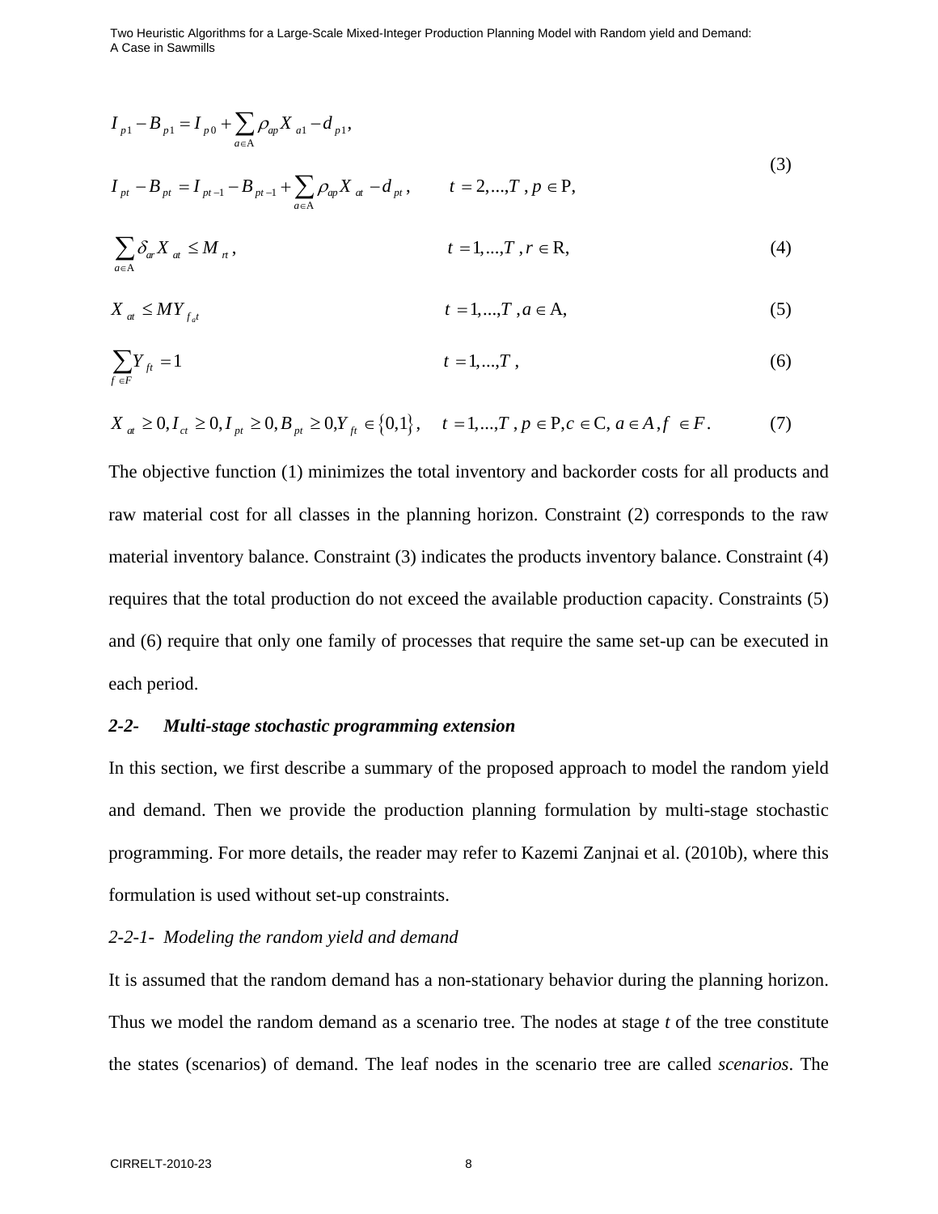$$I_{p1} - B_{p1} = I_{p0} + \sum_{a \in \mathrm{A}} \rho_{ap} X_{a1} - d_{p1},$$

$$I_{pt} - B_{pt} = I_{pt-1} - B_{pt-1} + \sum_{a \in \mathrm{A}} \rho_{ap} X_{at} - d_{pt}, \qquad t = 2,...,T,\ p \in \mathrm{P}, \tag{3}$$

$$\sum_{a \in \mathrm{A}} \delta_{ar} X_{at} \leq M_{rt}, \qquad t = 1,...,T,\ r \in \mathrm{R}, \tag{4}$$

$$X_{at} \leq M Y_{f_a t} \qquad t = 1,...,T,\ a \in \mathrm{A}, \tag{5}$$

$$\sum_{f \in F} Y_{ft} = 1 \qquad t = 1,...,T, \tag{6}$$

$$X_{at} \geq 0, I_{ct} \geq 0, I_{pt} \geq 0, B_{pt} \geq 0, Y_{ft} \in \{0,1\}, \quad t = 1,...,T,\ p \in \mathrm{P}, c \in \mathrm{C},\ a \in A, f \in F. \tag{7}$$

The objective function (1) minimizes the total inventory and backorder costs for all products and raw material cost for all classes in the planning horizon. Constraint (2) corresponds to the raw material inventory balance. Constraint (3) indicates the products inventory balance. Constraint (4) requires that the total production do not exceed the available production capacity. Constraints (5) and (6) require that only one family of processes that require the same set-up can be executed in each period.

### *2-2- Multi-stage stochastic programming extension*

In this section, we first describe a summary of the proposed approach to model the random yield and demand. Then we provide the production planning formulation by multi-stage stochastic programming. For more details, the reader may refer to Kazemi Zanjnai et al. (2010b), where this formulation is used without set-up constraints.

#### *2-2-1- Modeling the random yield and demand*

It is assumed that the random demand has a non-stationary behavior during the planning horizon. Thus we model the random demand as a scenario tree. The nodes at stage *t* of the tree constitute the states (scenarios) of demand. The leaf nodes in the scenario tree are called *scenarios*. The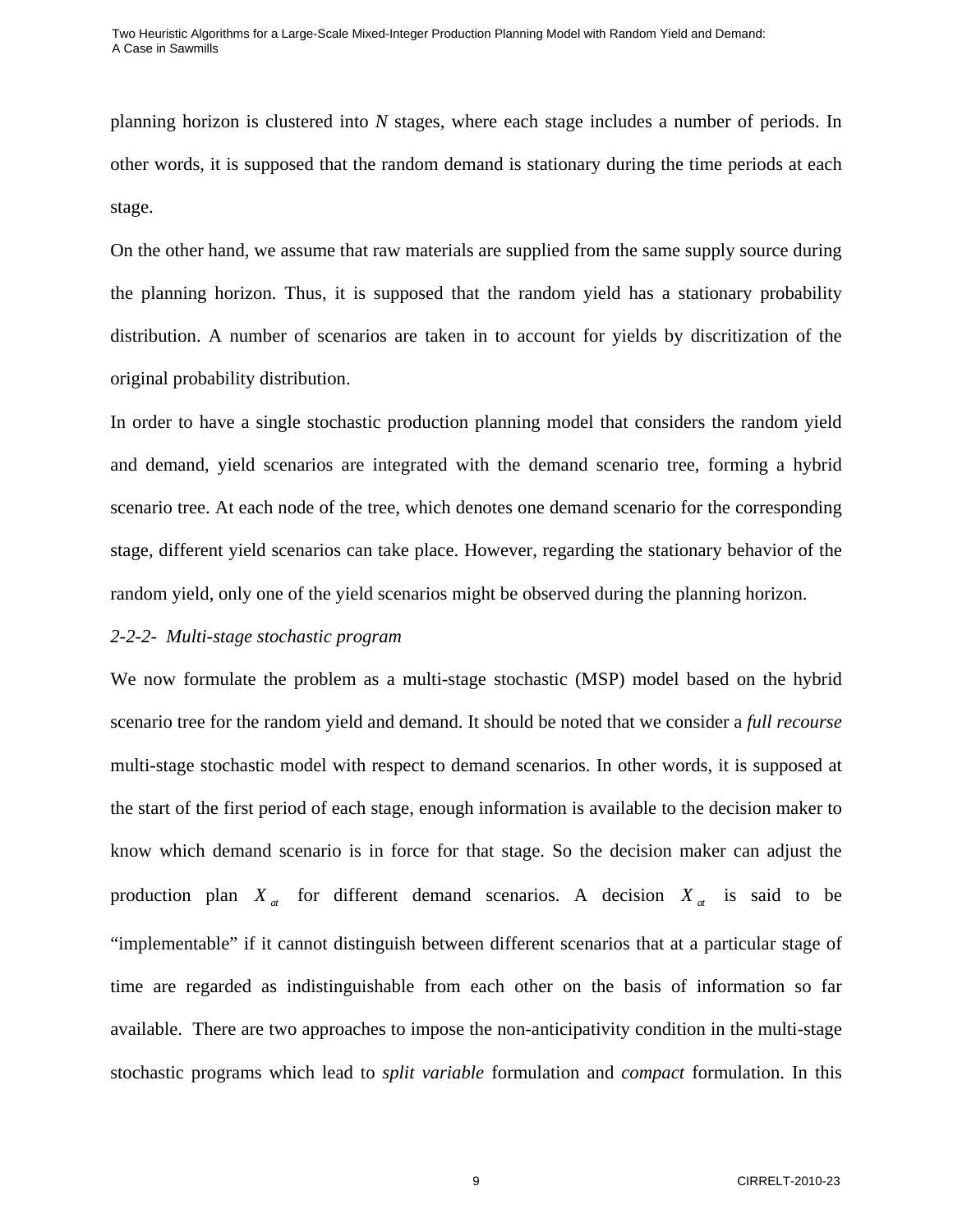planning horizon is clustered into $N$ stages, where each stage includes a number of periods. In other words, it is supposed that the random demand is stationary during the time periods at each stage.

On the other hand, we assume that raw materials are supplied from the same supply source during the planning horizon. Thus, it is supposed that the random yield has a stationary probability distribution. A number of scenarios are taken in to account for yields by discritization of the original probability distribution.

In order to have a single stochastic production planning model that considers the random yield and demand, yield scenarios are integrated with the demand scenario tree, forming a hybrid scenario tree. At each node of the tree, which denotes one demand scenario for the corresponding stage, different yield scenarios can take place. However, regarding the stationary behavior of the random yield, only one of the yield scenarios might be observed during the planning horizon.

### *2-2-2- Multi-stage stochastic program*

We now formulate the problem as a multi-stage stochastic (MSP) model based on the hybrid scenario tree for the random yield and demand. It should be noted that we consider a *full recourse* multi-stage stochastic model with respect to demand scenarios. In other words, it is supposed at the start of the first period of each stage, enough information is available to the decision maker to know which demand scenario is in force for that stage. So the decision maker can adjust the production plan $X_{at}$ for different demand scenarios. A decision $X_{at}$ is said to be "implementable" if it cannot distinguish between different scenarios that at a particular stage of time are regarded as indistinguishable from each other on the basis of information so far available. There are two approaches to impose the non-anticipativity condition in the multi-stage stochastic programs which lead to *split variable* formulation and *compact* formulation. In this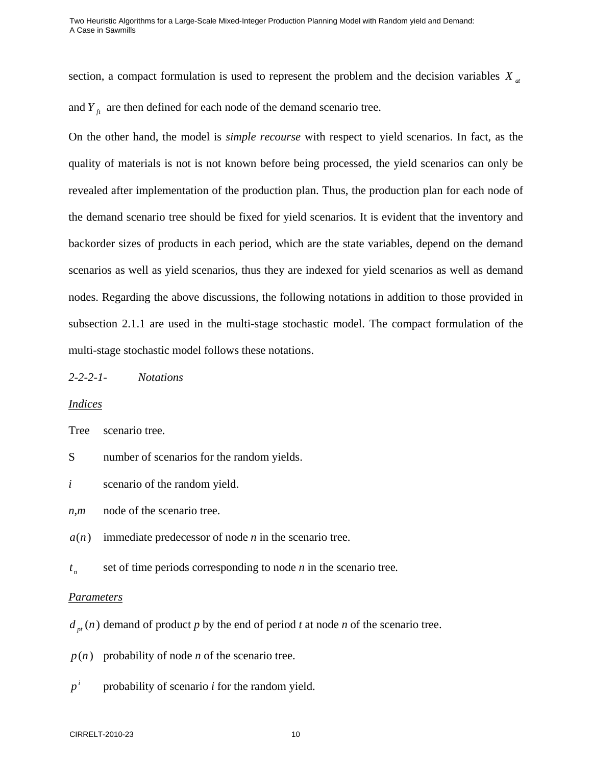section, a compact formulation is used to represent the problem and the decision variables $X_{at}$ and $Y_{ft}$ are then defined for each node of the demand scenario tree.

On the other hand, the model is *simple recourse* with respect to yield scenarios. In fact, as the quality of materials is not is not known before being processed, the yield scenarios can only be revealed after implementation of the production plan. Thus, the production plan for each node of the demand scenario tree should be fixed for yield scenarios. It is evident that the inventory and backorder sizes of products in each period, which are the state variables, depend on the demand scenarios as well as yield scenarios, thus they are indexed for yield scenarios as well as demand nodes. Regarding the above discussions, the following notations in addition to those provided in subsection 2.1.1 are used in the multi-stage stochastic model. The compact formulation of the multi-stage stochastic model follows these notations.

*2-2-2-1- Notations*

<u>*Indices*</u>

Tree scenario tree.

S number of scenarios for the random yields.

$i$ scenario of the random yield.

$n,m$ node of the scenario tree.

$a(n)$ immediate predecessor of node $n$ in the scenario tree.

$t_n$ set of time periods corresponding to node $n$ in the scenario tree.

<u>*Parameters*</u>

$d_{pt}(n)$ demand of product $p$ by the end of period $t$ at node $n$ of the scenario tree.

$p(n)$ probability of node $n$ of the scenario tree.

$p^i$ probability of scenario $i$ for the random yield.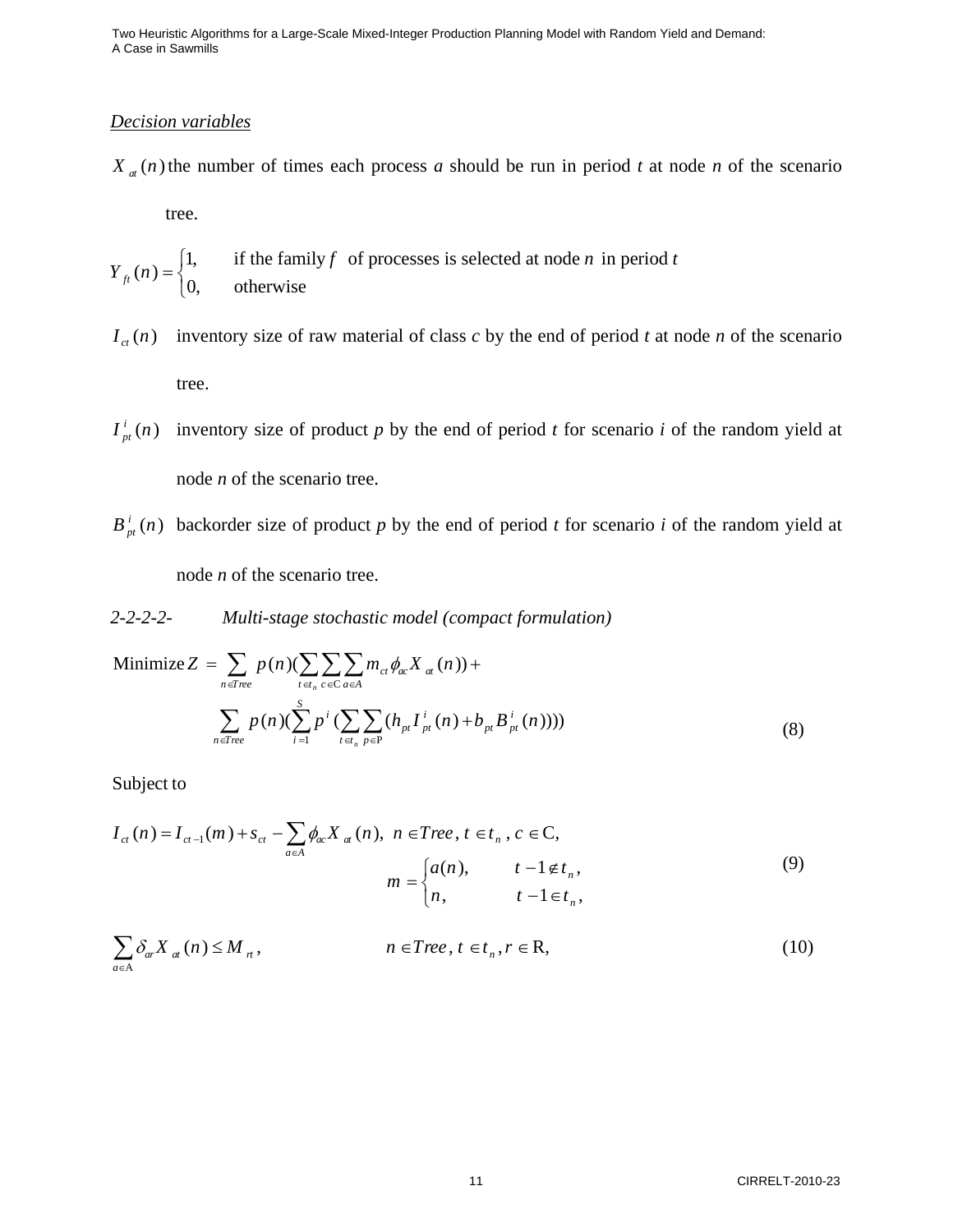*Decision variables*

$X_{at}(n)$ the number of times each process *a* should be run in period *t* at node *n* of the scenario tree.

$$Y_{ft}(n) = \begin{cases} 1, & \text{if the family } f \text{ of processes is selected at node } n \text{ in period } t \\ 0, & \text{otherwise} \end{cases}$$

$I_{ct}(n)$ inventory size of raw material of class *c* by the end of period *t* at node *n* of the scenario tree.

$I^{i}_{pt}(n)$ inventory size of product *p* by the end of period *t* for scenario *i* of the random yield at node *n* of the scenario tree.

$B^{i}_{pt}(n)$ backorder size of product *p* by the end of period *t* for scenario *i* of the random yield at node *n* of the scenario tree.

*2-2-2-2- Multi-stage stochastic model (compact formulation)*

$$\text{Minimize } Z = \sum_{n \in Tree} p(n)\Big(\sum_{t \in t_n} \sum_{c \in \mathrm{C}} \sum_{a \in A} m_{ct}\phi_{ac} X_{at}(n)\Big) + \sum_{n \in Tree} p(n)\Big(\sum_{i=1}^{S} p^{i}\Big(\sum_{t \in t_n} \sum_{p \in \mathrm{P}} (h_{pt} I^{i}_{pt}(n) + b_{pt} B^{i}_{pt}(n))\Big)\Big) \quad (8)$$

Subject to

$$I_{ct}(n) = I_{ct-1}(m) + s_{ct} - \sum_{a \in A} \phi_{ac} X_{at}(n), \; n \in Tree, \, t \in t_n, \, c \in \mathrm{C}, \quad m = \begin{cases} a(n), & t-1 \notin t_n, \\ n, & t-1 \in t_n, \end{cases} \quad (9)$$

$$\sum_{a \in \mathrm{A}} \delta_{ar} X_{at}(n) \le M_{rt}, \qquad n \in Tree, \, t \in t_n, r \in \mathrm{R}, \quad (10)$$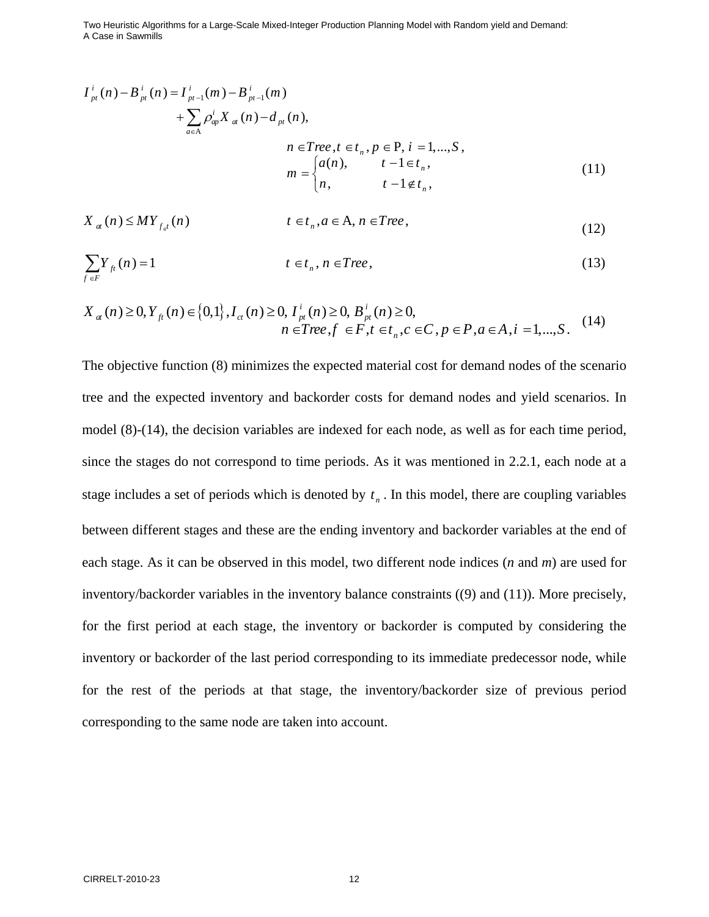$$I^{i}_{pt}(n) - B^{i}_{pt}(n) = I^{i}_{pt-1}(m) - B^{i}_{pt-1}(m) + \sum_{a \in \mathrm{A}} \rho^{i}_{ap} X_{at}(n) - d_{pt}(n),$$

$$n \in Tree, t \in t_n, p \in \mathrm{P}, i = 1,...,S, \quad m = \begin{cases} a(n), & t-1 \in t_n, \\ n, & t-1 \notin t_n, \end{cases} \tag{11}$$

$$X_{at}(n) \le MY_{f_a t}(n) \qquad t \in t_n, a \in \mathrm{A}, n \in Tree, \tag{12}$$

$$\sum_{f \in F} Y_{ft}(n) = 1 \qquad t \in t_n, n \in Tree, \tag{13}$$

$$X_{at}(n) \ge 0, Y_{ft}(n) \in \{0,1\}, I_{ct}(n) \ge 0, I^{i}_{pt}(n) \ge 0, B^{i}_{pt}(n) \ge 0,$$
$$n \in Tree, f \in F, t \in t_n, c \in C, p \in P, a \in A, i = 1,...,S. \tag{14}$$

The objective function (8) minimizes the expected material cost for demand nodes of the scenario tree and the expected inventory and backorder costs for demand nodes and yield scenarios. In model (8)-(14), the decision variables are indexed for each node, as well as for each time period, since the stages do not correspond to time periods. As it was mentioned in 2.2.1, each node at a stage includes a set of periods which is denoted by $t_n$. In this model, there are coupling variables between different stages and these are the ending inventory and backorder variables at the end of each stage. As it can be observed in this model, two different node indices (*n* and *m*) are used for inventory/backorder variables in the inventory balance constraints ((9) and (11)). More precisely, for the first period at each stage, the inventory or backorder is computed by considering the inventory or backorder of the last period corresponding to its immediate predecessor node, while for the rest of the periods at that stage, the inventory/backorder size of previous period corresponding to the same node are taken into account.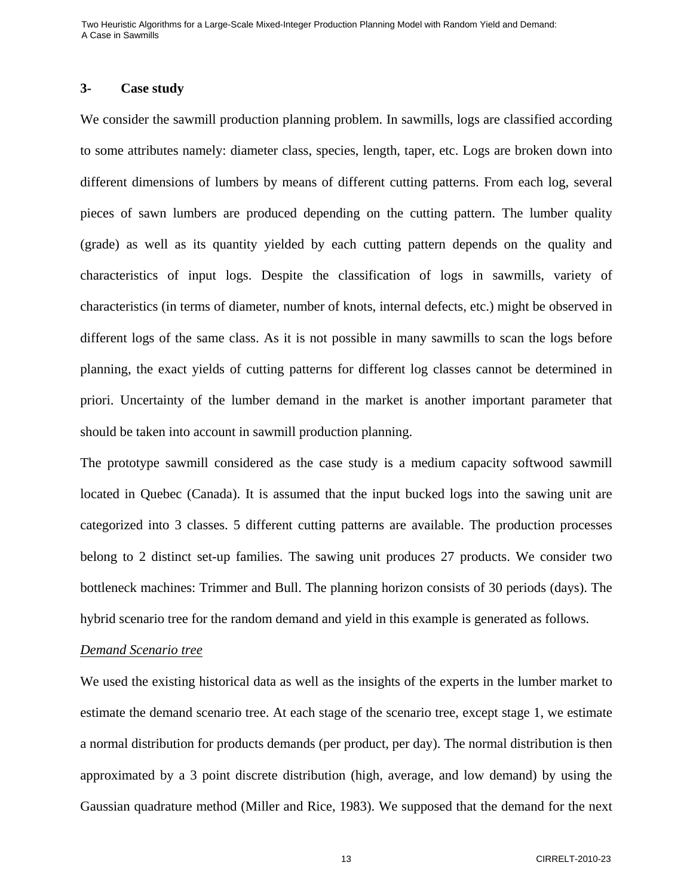## 3- Case study

We consider the sawmill production planning problem. In sawmills, logs are classified according to some attributes namely: diameter class, species, length, taper, etc. Logs are broken down into different dimensions of lumbers by means of different cutting patterns. From each log, several pieces of sawn lumbers are produced depending on the cutting pattern. The lumber quality (grade) as well as its quantity yielded by each cutting pattern depends on the quality and characteristics of input logs. Despite the classification of logs in sawmills, variety of characteristics (in terms of diameter, number of knots, internal defects, etc.) might be observed in different logs of the same class. As it is not possible in many sawmills to scan the logs before planning, the exact yields of cutting patterns for different log classes cannot be determined in priori. Uncertainty of the lumber demand in the market is another important parameter that should be taken into account in sawmill production planning.

The prototype sawmill considered as the case study is a medium capacity softwood sawmill located in Quebec (Canada). It is assumed that the input bucked logs into the sawing unit are categorized into 3 classes. 5 different cutting patterns are available. The production processes belong to 2 distinct set-up families. The sawing unit produces 27 products. We consider two bottleneck machines: Trimmer and Bull. The planning horizon consists of 30 periods (days). The hybrid scenario tree for the random demand and yield in this example is generated as follows.

*Demand Scenario tree*

We used the existing historical data as well as the insights of the experts in the lumber market to estimate the demand scenario tree. At each stage of the scenario tree, except stage 1, we estimate a normal distribution for products demands (per product, per day). The normal distribution is then approximated by a 3 point discrete distribution (high, average, and low demand) by using the Gaussian quadrature method (Miller and Rice, 1983). We supposed that the demand for the next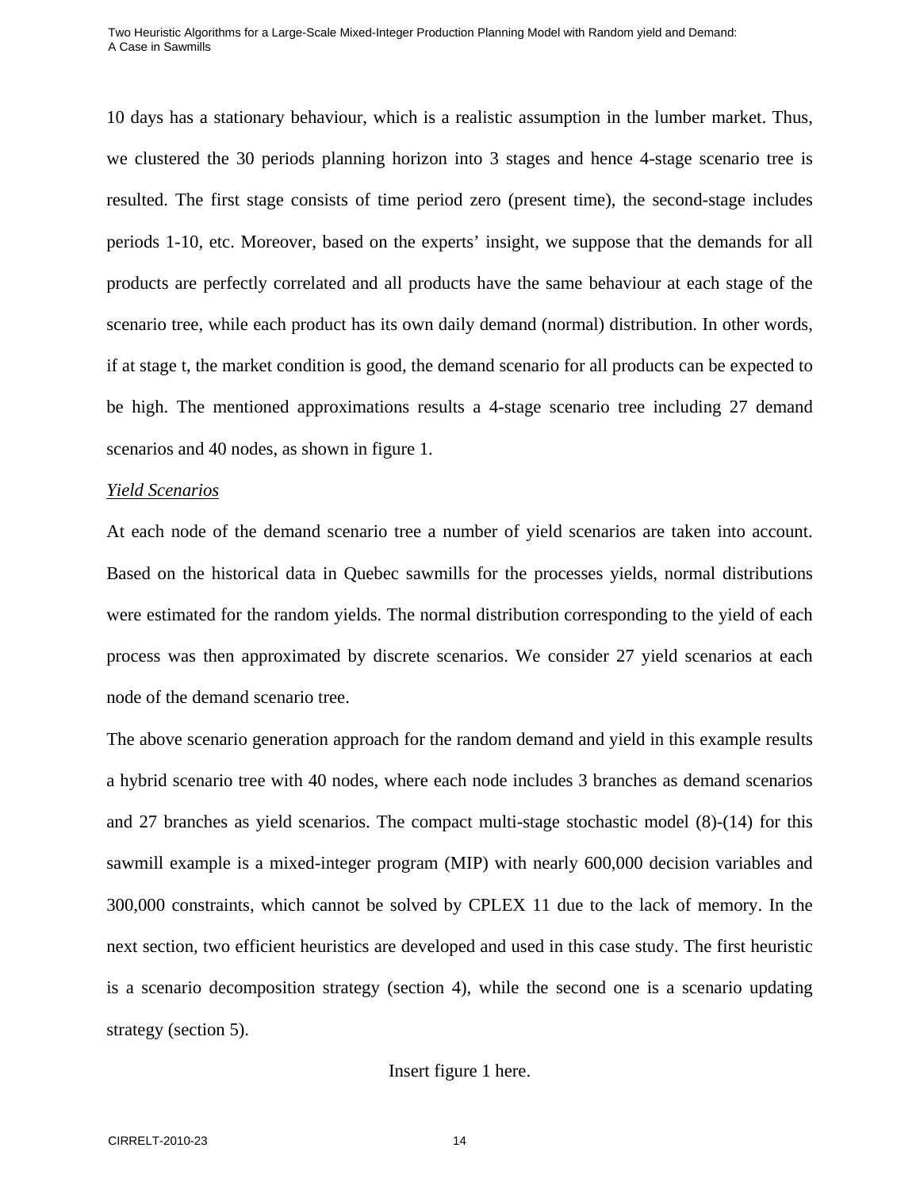10 days has a stationary behaviour, which is a realistic assumption in the lumber market. Thus, we clustered the 30 periods planning horizon into 3 stages and hence 4-stage scenario tree is resulted. The first stage consists of time period zero (present time), the second-stage includes periods 1-10, etc. Moreover, based on the experts' insight, we suppose that the demands for all products are perfectly correlated and all products have the same behaviour at each stage of the scenario tree, while each product has its own daily demand (normal) distribution. In other words, if at stage t, the market condition is good, the demand scenario for all products can be expected to be high. The mentioned approximations results a 4-stage scenario tree including 27 demand scenarios and 40 nodes, as shown in figure 1.

*Yield Scenarios*

At each node of the demand scenario tree a number of yield scenarios are taken into account. Based on the historical data in Quebec sawmills for the processes yields, normal distributions were estimated for the random yields. The normal distribution corresponding to the yield of each process was then approximated by discrete scenarios. We consider 27 yield scenarios at each node of the demand scenario tree.

The above scenario generation approach for the random demand and yield in this example results a hybrid scenario tree with 40 nodes, where each node includes 3 branches as demand scenarios and 27 branches as yield scenarios. The compact multi-stage stochastic model (8)-(14) for this sawmill example is a mixed-integer program (MIP) with nearly 600,000 decision variables and 300,000 constraints, which cannot be solved by CPLEX 11 due to the lack of memory. In the next section, two efficient heuristics are developed and used in this case study. The first heuristic is a scenario decomposition strategy (section 4), while the second one is a scenario updating strategy (section 5).

Insert figure 1 here.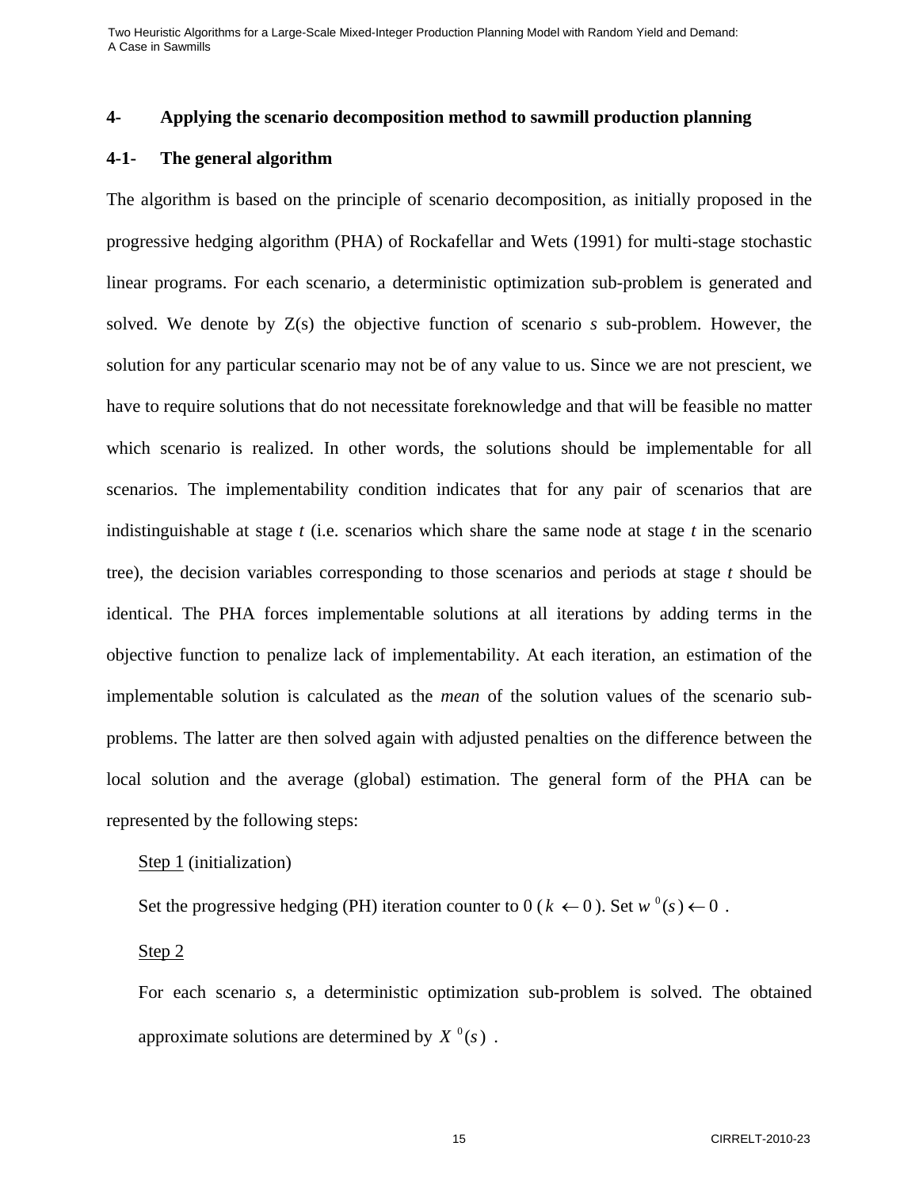## 4- Applying the scenario decomposition method to sawmill production planning

### 4-1- The general algorithm

The algorithm is based on the principle of scenario decomposition, as initially proposed in the progressive hedging algorithm (PHA) of Rockafellar and Wets (1991) for multi-stage stochastic linear programs. For each scenario, a deterministic optimization sub-problem is generated and solved. We denote by Z(s) the objective function of scenario *s* sub-problem. However, the solution for any particular scenario may not be of any value to us. Since we are not prescient, we have to require solutions that do not necessitate foreknowledge and that will be feasible no matter which scenario is realized. In other words, the solutions should be implementable for all scenarios. The implementability condition indicates that for any pair of scenarios that are indistinguishable at stage *t* (i.e. scenarios which share the same node at stage *t* in the scenario tree), the decision variables corresponding to those scenarios and periods at stage *t* should be identical. The PHA forces implementable solutions at all iterations by adding terms in the objective function to penalize lack of implementability. At each iteration, an estimation of the implementable solution is calculated as the *mean* of the solution values of the scenario sub-problems. The latter are then solved again with adjusted penalties on the difference between the local solution and the average (global) estimation. The general form of the PHA can be represented by the following steps:

Step 1 (initialization)

Set the progressive hedging (PH) iteration counter to 0 ($k \leftarrow 0$). Set $w^0(s) \leftarrow 0$ .

Step 2

For each scenario *s*, a deterministic optimization sub-problem is solved. The obtained approximate solutions are determined by $X^0(s)$ .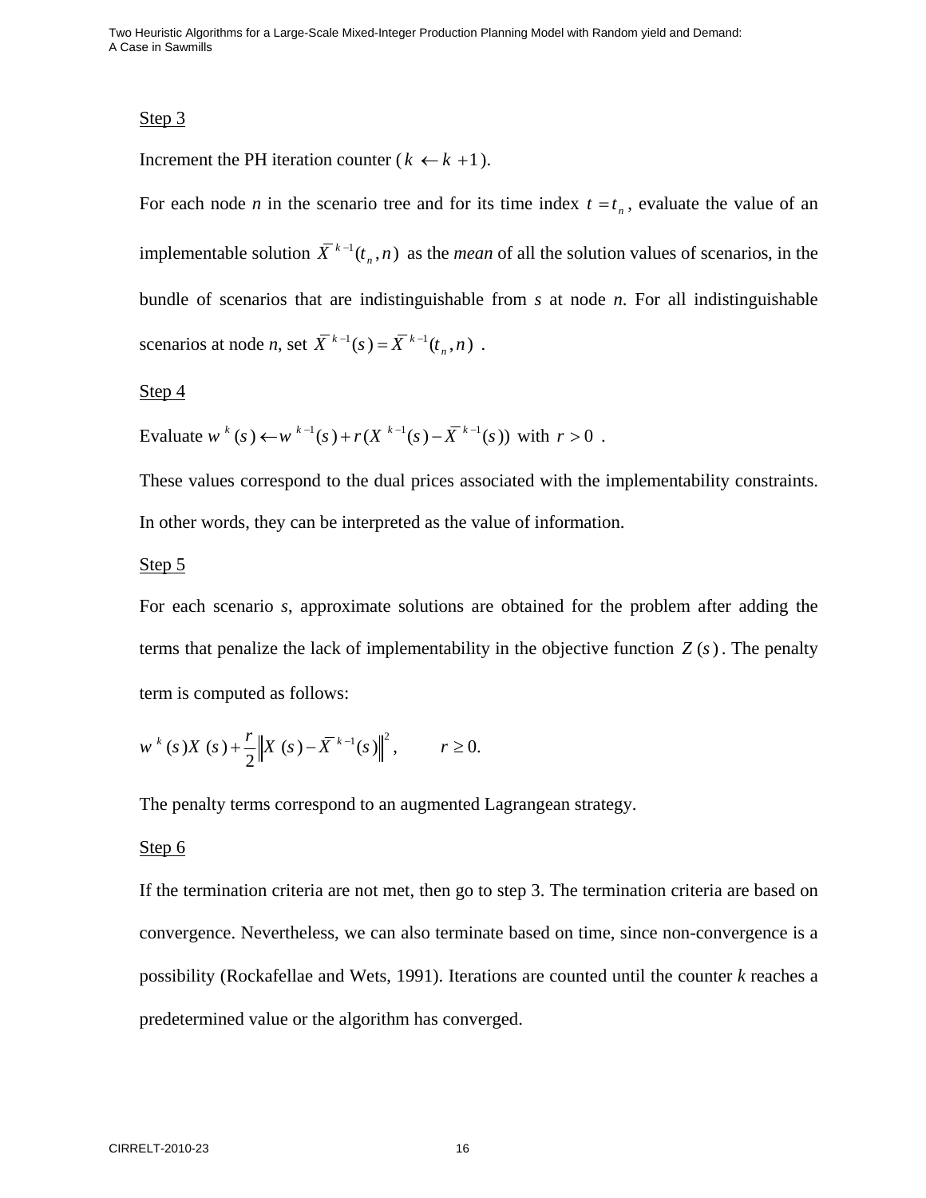Step 3

Increment the PH iteration counter ($k \leftarrow k+1$).

For each node *n* in the scenario tree and for its time index $t = t_n$, evaluate the value of an implementable solution $\bar{X}^{k-1}(t_n, n)$ as the *mean* of all the solution values of scenarios, in the bundle of scenarios that are indistinguishable from *s* at node *n*. For all indistinguishable scenarios at node *n*, set $\bar{X}^{k-1}(s) = \bar{X}^{k-1}(t_n, n)$ .

Step 4

Evaluate $w^k(s) \leftarrow w^{k-1}(s) + r(X^{k-1}(s) - \bar{X}^{k-1}(s))$ with $r > 0$ .

These values correspond to the dual prices associated with the implementability constraints. In other words, they can be interpreted as the value of information.

Step 5

For each scenario *s*, approximate solutions are obtained for the problem after adding the terms that penalize the lack of implementability in the objective function $Z(s)$. The penalty term is computed as follows:

$$w^k(s)X(s) + \frac{r}{2}\left\|X(s) - \bar{X}^{k-1}(s)\right\|^2, \qquad r \geq 0.$$

The penalty terms correspond to an augmented Lagrangean strategy.

Step 6

If the termination criteria are not met, then go to step 3. The termination criteria are based on convergence. Nevertheless, we can also terminate based on time, since non-convergence is a possibility (Rockafellae and Wets, 1991). Iterations are counted until the counter *k* reaches a predetermined value or the algorithm has converged.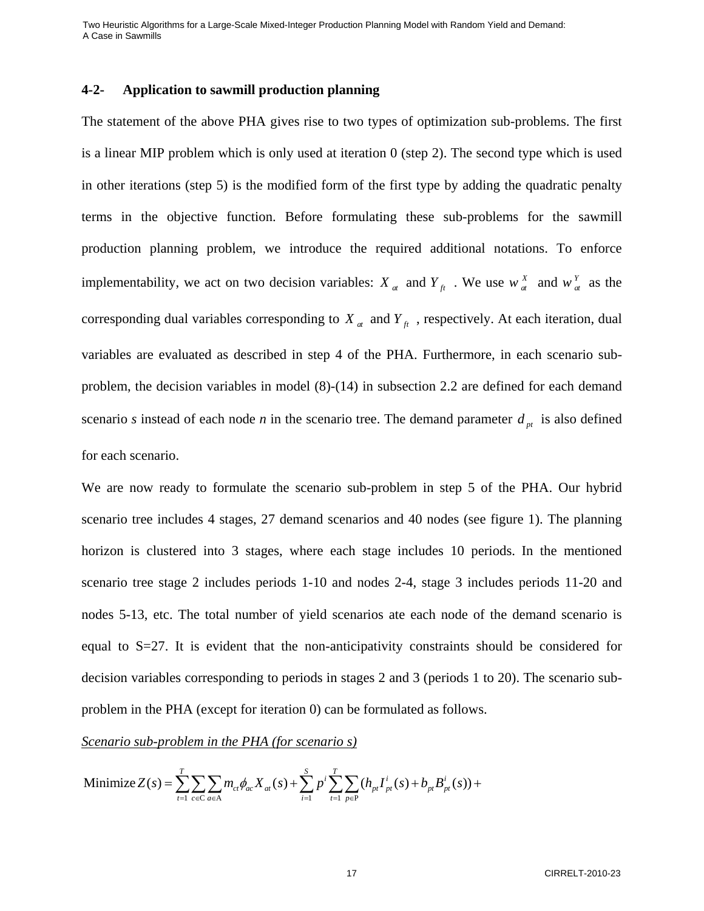### 4-2- Application to sawmill production planning

The statement of the above PHA gives rise to two types of optimization sub-problems. The first is a linear MIP problem which is only used at iteration 0 (step 2). The second type which is used in other iterations (step 5) is the modified form of the first type by adding the quadratic penalty terms in the objective function. Before formulating these sub-problems for the sawmill production planning problem, we introduce the required additional notations. To enforce implementability, we act on two decision variables: $X_{at}$ and $Y_{ft}$ . We use $w^{X}_{at}$ and $w^{Y}_{at}$ as the corresponding dual variables corresponding to $X_{at}$ and $Y_{ft}$ , respectively. At each iteration, dual variables are evaluated as described in step 4 of the PHA. Furthermore, in each scenario sub-problem, the decision variables in model (8)-(14) in subsection 2.2 are defined for each demand scenario *s* instead of each node *n* in the scenario tree. The demand parameter $d_{pt}$ is also defined for each scenario.

We are now ready to formulate the scenario sub-problem in step 5 of the PHA. Our hybrid scenario tree includes 4 stages, 27 demand scenarios and 40 nodes (see figure 1). The planning horizon is clustered into 3 stages, where each stage includes 10 periods. In the mentioned scenario tree stage 2 includes periods 1-10 and nodes 2-4, stage 3 includes periods 11-20 and nodes 5-13, etc. The total number of yield scenarios ate each node of the demand scenario is equal to S=27. It is evident that the non-anticipativity constraints should be considered for decision variables corresponding to periods in stages 2 and 3 (periods 1 to 20). The scenario sub-problem in the PHA (except for iteration 0) can be formulated as follows.

*Scenario sub-problem in the PHA (for scenario s)*

$$\text{Minimize}\, Z(s) = \sum_{t=1}^{T}\sum_{c\in \mathrm{C}}\sum_{a\in \mathrm{A}} m_{ct}\phi_{ac}X_{at}(s) + \sum_{i=1}^{S} p^{i}\sum_{t=1}^{T}\sum_{p\in \mathrm{P}}(h_{pt}I^{i}_{pt}(s) + b_{pt}B^{i}_{pt}(s)) +$$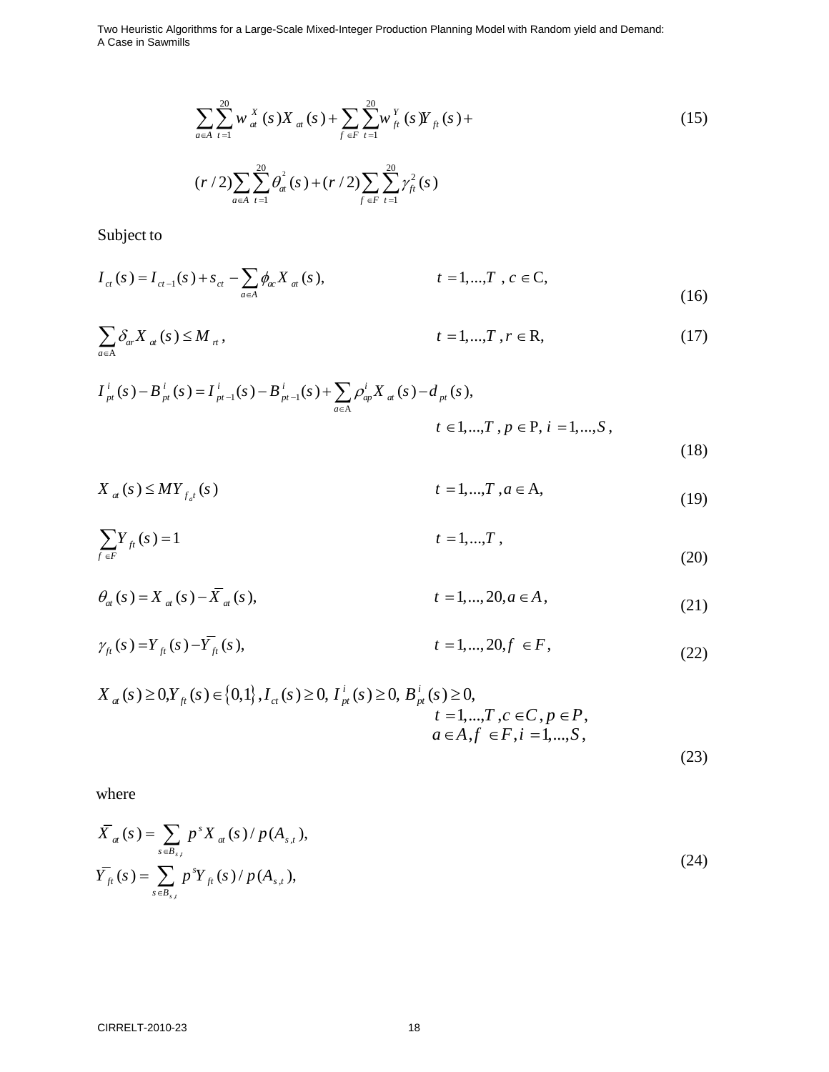$$\sum_{a\in A}\sum_{t=1}^{20} w_{at}^{X}(s)X_{at}(s)+\sum_{f\in F}\sum_{t=1}^{20} w_{ft}^{Y}(s)Y_{ft}(s)+ \tag{15}$$

$$(r/2)\sum_{a\in A}\sum_{t=1}^{20}\theta_{at}^{2}(s)+(r/2)\sum_{f\in F}\sum_{t=1}^{20}\gamma_{ft}^{2}(s)$$

Subject to

$$I_{ct}(s)=I_{ct-1}(s)+s_{ct}-\sum_{a\in A}\phi_{ac}X_{at}(s), \qquad t=1,...,T\ ,\ c\in \mathrm{C}, \tag{16}$$

$$\sum_{a\in \mathrm{A}}\delta_{ar}X_{at}(s)\le M_{rt}, \qquad t=1,...,T\ ,r\in \mathrm{R}, \tag{17}$$

$$I_{pt}^{i}(s)-B_{pt}^{i}(s)=I_{pt-1}^{i}(s)-B_{pt-1}^{i}(s)+\sum_{a\in \mathrm{A}}\rho_{ap}^{i}X_{at}(s)-d_{pt}(s),$$
$$t\in 1,...,T\ ,p\in \mathrm{P},\ i=1,...,S, \tag{18}$$

$$X_{at}(s)\le MY_{f_a t}(s) \qquad t=1,...,T\ ,a\in \mathrm{A}, \tag{19}$$

$$\sum_{f\in F}Y_{ft}(s)=1 \qquad t=1,...,T\ , \tag{20}$$

$$\theta_{at}(s)=X_{at}(s)-\bar{X}_{at}(s), \qquad t=1,...,20,a\in A, \tag{21}$$

$$\gamma_{ft}(s)=Y_{ft}(s)-\bar{Y}_{ft}(s), \qquad t=1,...,20,f\in F, \tag{22}$$

$$X_{at}(s)\ge 0,Y_{ft}(s)\in\{0,1\},I_{ct}(s)\ge 0,\ I_{pt}^{i}(s)\ge 0,\ B_{pt}^{i}(s)\ge 0,$$
$$t=1,...,T\ ,c\in C\ ,p\in P,$$
$$a\in A,f\in F,i=1,...,S, \tag{23}$$

where

$$\bar{X}_{at}(s)=\sum_{s\in B_{s,t}}p^{s}X_{at}(s)/p(A_{s,t}),$$
$$\bar{Y}_{ft}(s)=\sum_{s\in B_{s,t}}p^{s}Y_{ft}(s)/p(A_{s,t}), \tag{24}$$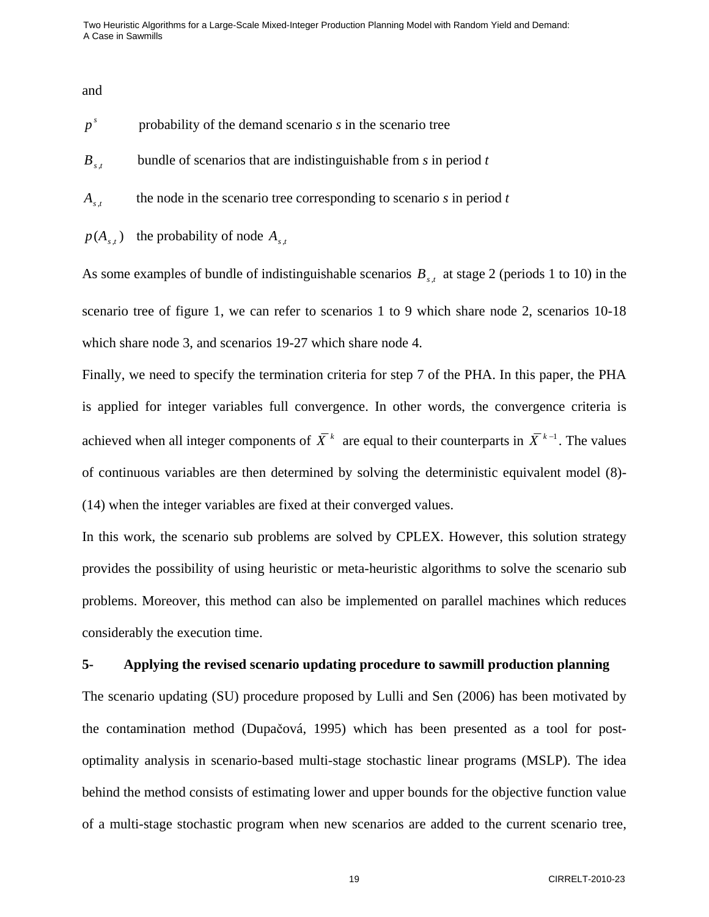and

$p^s$ probability of the demand scenario *s* in the scenario tree

$B_{s,t}$ bundle of scenarios that are indistinguishable from *s* in period *t*

$A_{s,t}$ the node in the scenario tree corresponding to scenario *s* in period *t*

$p(A_{s,t})$ the probability of node $A_{s,t}$

As some examples of bundle of indistinguishable scenarios $B_{s,t}$ at stage 2 (periods 1 to 10) in the scenario tree of figure 1, we can refer to scenarios 1 to 9 which share node 2, scenarios 10-18 which share node 3, and scenarios 19-27 which share node 4.

Finally, we need to specify the termination criteria for step 7 of the PHA. In this paper, the PHA is applied for integer variables full convergence. In other words, the convergence criteria is achieved when all integer components of $\bar{X}^k$ are equal to their counterparts in $\bar{X}^{k-1}$. The values of continuous variables are then determined by solving the deterministic equivalent model (8)-(14) when the integer variables are fixed at their converged values.

In this work, the scenario sub problems are solved by CPLEX. However, this solution strategy provides the possibility of using heuristic or meta-heuristic algorithms to solve the scenario sub problems. Moreover, this method can also be implemented on parallel machines which reduces considerably the execution time.

## 5- Applying the revised scenario updating procedure to sawmill production planning

The scenario updating (SU) procedure proposed by Lulli and Sen (2006) has been motivated by the contamination method (Dupačová, 1995) which has been presented as a tool for post-optimality analysis in scenario-based multi-stage stochastic linear programs (MSLP). The idea behind the method consists of estimating lower and upper bounds for the objective function value of a multi-stage stochastic program when new scenarios are added to the current scenario tree,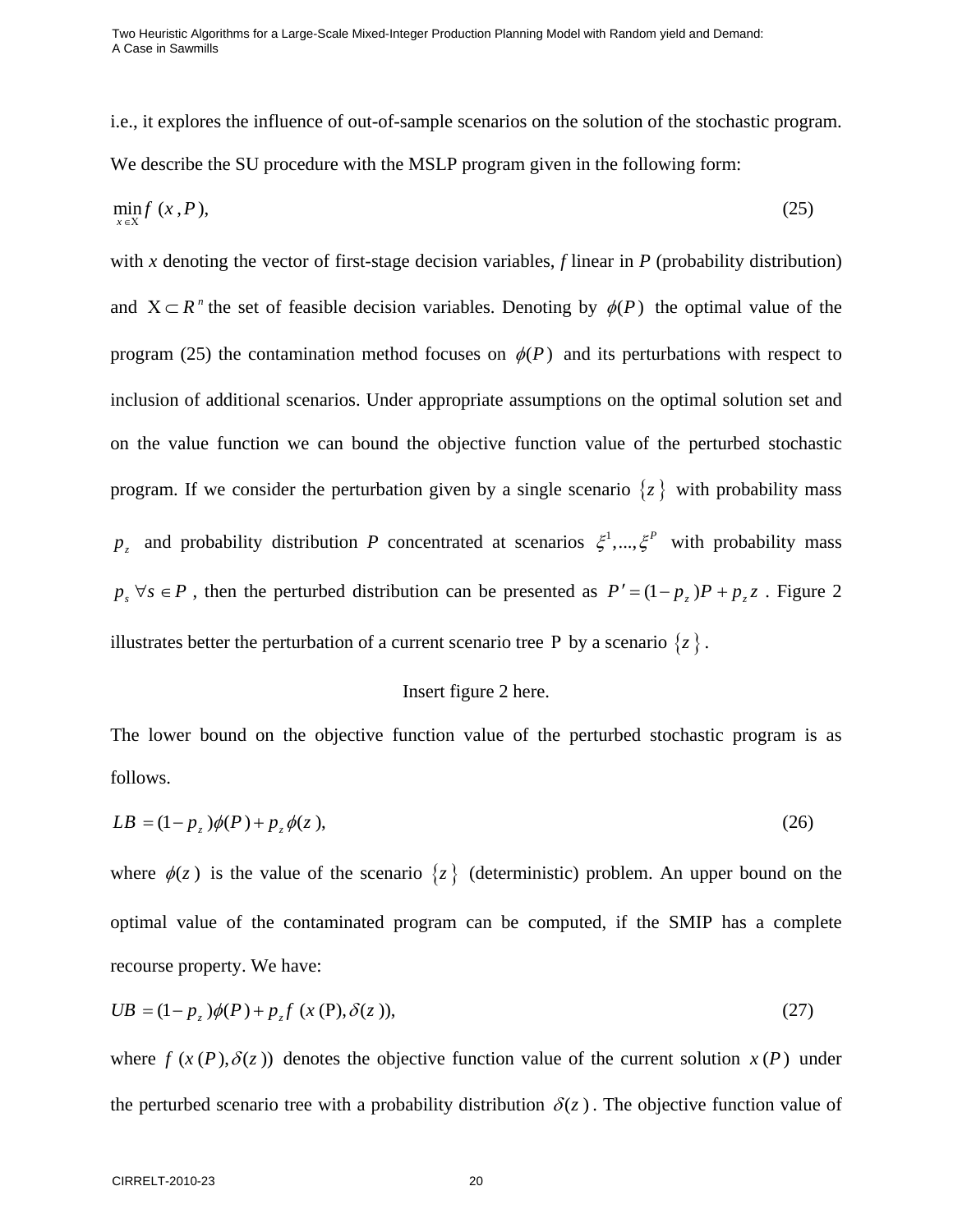i.e., it explores the influence of out-of-sample scenarios on the solution of the stochastic program. We describe the SU procedure with the MSLP program given in the following form:

$$\min_{x \in \mathrm{X}} f\ (x, P), \tag{25}$$

with $x$ denoting the vector of first-stage decision variables, $f$ linear in $P$ (probability distribution) and $\mathrm{X} \subset R^n$ the set of feasible decision variables. Denoting by $\phi(P)$ the optimal value of the program (25) the contamination method focuses on $\phi(P)$ and its perturbations with respect to inclusion of additional scenarios. Under appropriate assumptions on the optimal solution set and on the value function we can bound the objective function value of the perturbed stochastic program. If we consider the perturbation given by a single scenario $\{z\}$ with probability mass $p_z$ and probability distribution $P$ concentrated at scenarios $\xi^1,...,\xi^P$ with probability mass $p_s\ \forall s \in P$, then the perturbed distribution can be presented as $P' = (1-p_z)P + p_z z$. Figure 2 illustrates better the perturbation of a current scenario tree $\mathrm{P}$ by a scenario $\{z\}$.

Insert figure 2 here.

The lower bound on the objective function value of the perturbed stochastic program is as follows.

$$LB = (1-p_z)\phi(P) + p_z \phi(z), \tag{26}$$

where $\phi(z)$ is the value of the scenario $\{z\}$ (deterministic) problem. An upper bound on the optimal value of the contaminated program can be computed, if the SMIP has a complete recourse property. We have:

$$UB = (1-p_z)\phi(P) + p_z f\ (x\,(\mathrm{P}), \delta(z)), \tag{27}$$

where $f\ (x\,(P), \delta(z))$ denotes the objective function value of the current solution $x\,(P)$ under the perturbed scenario tree with a probability distribution $\delta(z)$. The objective function value of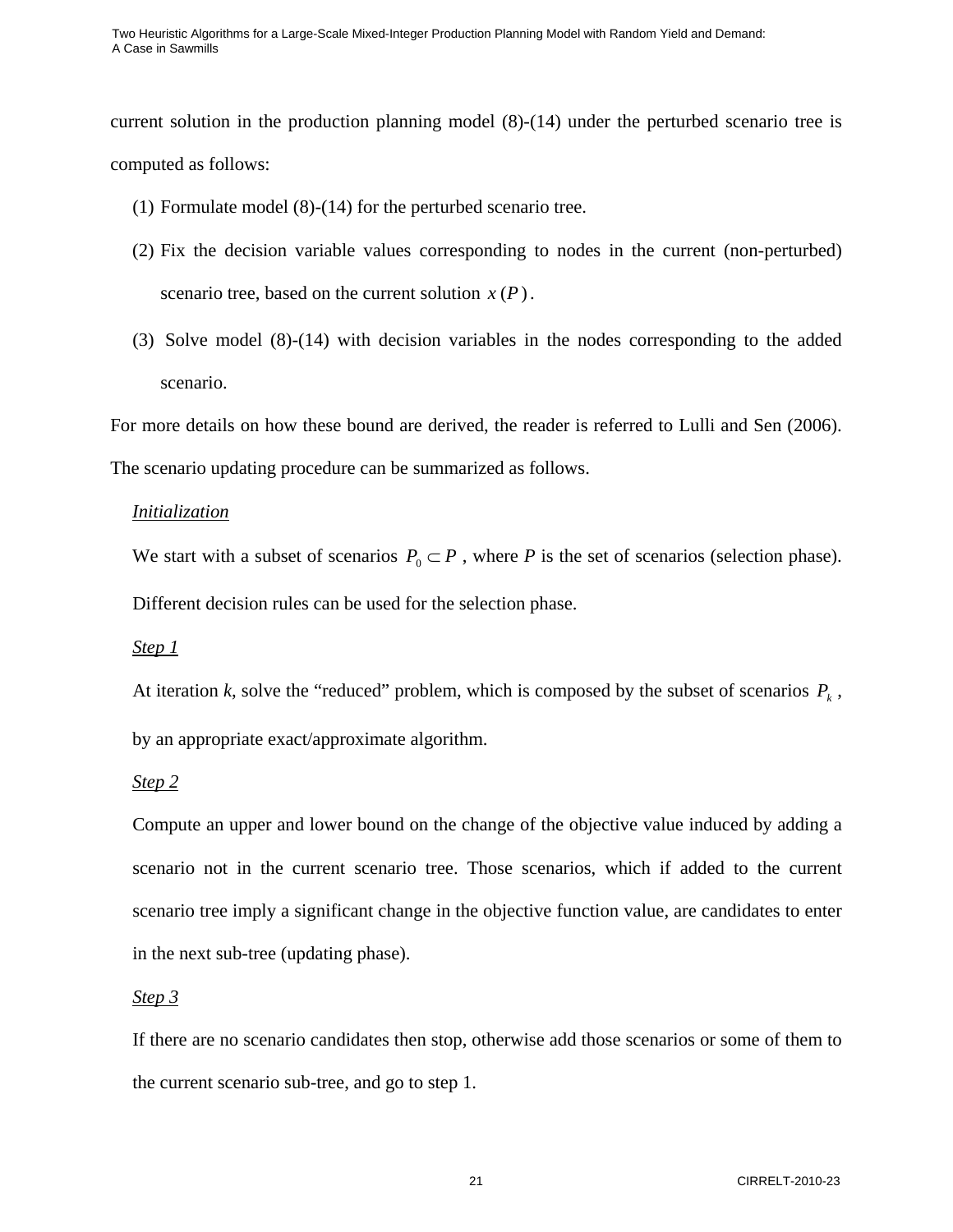current solution in the production planning model (8)-(14) under the perturbed scenario tree is computed as follows:

(1) Formulate model (8)-(14) for the perturbed scenario tree.

(2) Fix the decision variable values corresponding to nodes in the current (non-perturbed) scenario tree, based on the current solution $x(P)$.

(3) Solve model (8)-(14) with decision variables in the nodes corresponding to the added scenario.

For more details on how these bound are derived, the reader is referred to Lulli and Sen (2006). The scenario updating procedure can be summarized as follows.

*Initialization*

We start with a subset of scenarios $P_0 \subset P$ , where $P$ is the set of scenarios (selection phase). Different decision rules can be used for the selection phase.

*Step 1*

At iteration $k$, solve the "reduced" problem, which is composed by the subset of scenarios $P_k$, by an appropriate exact/approximate algorithm.

*Step 2*

Compute an upper and lower bound on the change of the objective value induced by adding a scenario not in the current scenario tree. Those scenarios, which if added to the current scenario tree imply a significant change in the objective function value, are candidates to enter in the next sub-tree (updating phase).

*Step 3*

If there are no scenario candidates then stop, otherwise add those scenarios or some of them to the current scenario sub-tree, and go to step 1.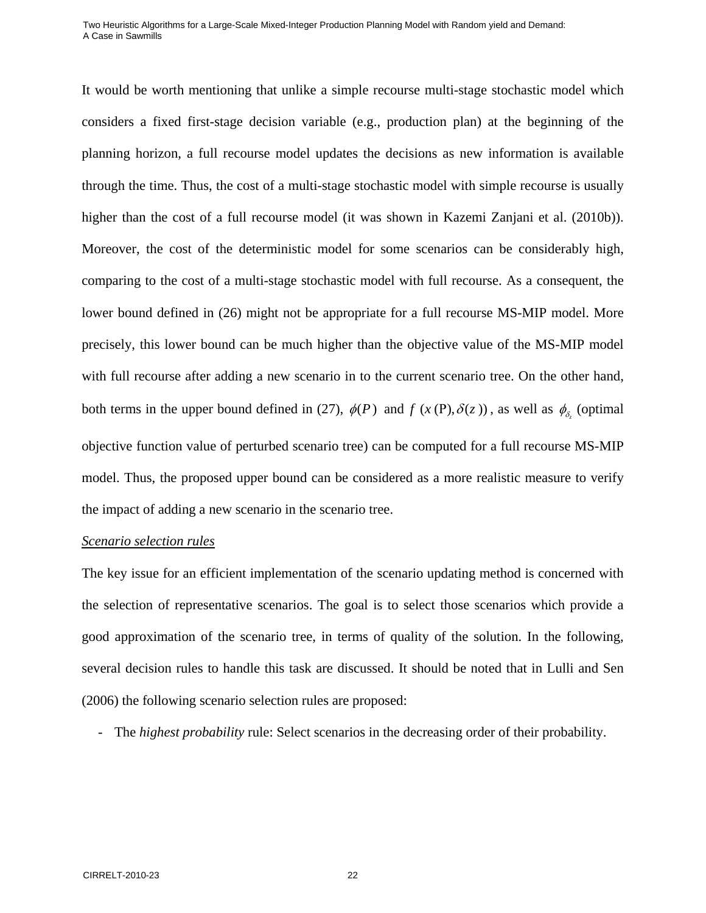It would be worth mentioning that unlike a simple recourse multi-stage stochastic model which considers a fixed first-stage decision variable (e.g., production plan) at the beginning of the planning horizon, a full recourse model updates the decisions as new information is available through the time. Thus, the cost of a multi-stage stochastic model with simple recourse is usually higher than the cost of a full recourse model (it was shown in Kazemi Zanjani et al. (2010b)). Moreover, the cost of the deterministic model for some scenarios can be considerably high, comparing to the cost of a multi-stage stochastic model with full recourse. As a consequent, the lower bound defined in (26) might not be appropriate for a full recourse MS-MIP model. More precisely, this lower bound can be much higher than the objective value of the MS-MIP model with full recourse after adding a new scenario in to the current scenario tree. On the other hand, both terms in the upper bound defined in (27), $\phi(P)$ and $f\,(x\,(\mathrm{P}),\delta(z\,))$, as well as $\phi_{\delta_z}$ (optimal objective function value of perturbed scenario tree) can be computed for a full recourse MS-MIP model. Thus, the proposed upper bound can be considered as a more realistic measure to verify the impact of adding a new scenario in the scenario tree.

_Scenario selection rules_

The key issue for an efficient implementation of the scenario updating method is concerned with the selection of representative scenarios. The goal is to select those scenarios which provide a good approximation of the scenario tree, in terms of quality of the solution. In the following, several decision rules to handle this task are discussed. It should be noted that in Lulli and Sen (2006) the following scenario selection rules are proposed:

- The *highest probability* rule: Select scenarios in the decreasing order of their probability.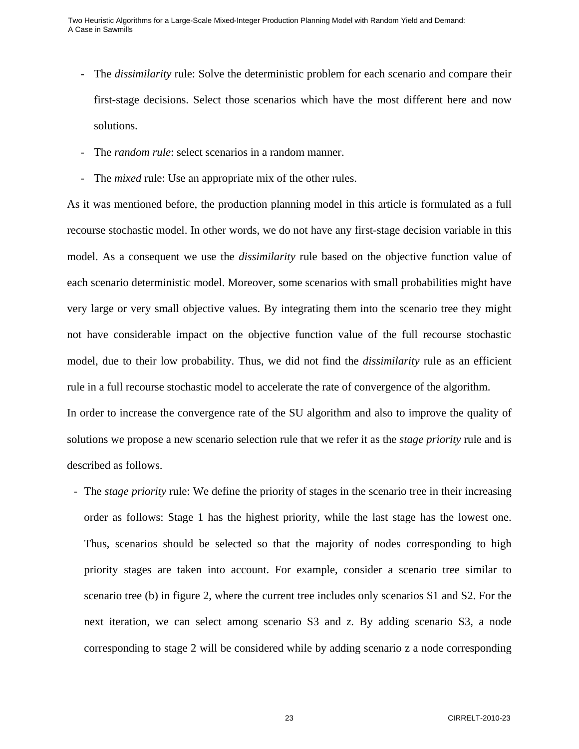- The *dissimilarity* rule: Solve the deterministic problem for each scenario and compare their first-stage decisions. Select those scenarios which have the most different here and now solutions.
- The *random rule*: select scenarios in a random manner.
- The *mixed* rule: Use an appropriate mix of the other rules.

As it was mentioned before, the production planning model in this article is formulated as a full recourse stochastic model. In other words, we do not have any first-stage decision variable in this model. As a consequent we use the *dissimilarity* rule based on the objective function value of each scenario deterministic model. Moreover, some scenarios with small probabilities might have very large or very small objective values. By integrating them into the scenario tree they might not have considerable impact on the objective function value of the full recourse stochastic model, due to their low probability. Thus, we did not find the *dissimilarity* rule as an efficient rule in a full recourse stochastic model to accelerate the rate of convergence of the algorithm.

In order to increase the convergence rate of the SU algorithm and also to improve the quality of solutions we propose a new scenario selection rule that we refer it as the *stage priority* rule and is described as follows.

- The *stage priority* rule: We define the priority of stages in the scenario tree in their increasing order as follows: Stage 1 has the highest priority, while the last stage has the lowest one. Thus, scenarios should be selected so that the majority of nodes corresponding to high priority stages are taken into account. For example, consider a scenario tree similar to scenario tree (b) in figure 2, where the current tree includes only scenarios S1 and S2. For the next iteration, we can select among scenario S3 and *z*. By adding scenario S3, a node corresponding to stage 2 will be considered while by adding scenario z a node corresponding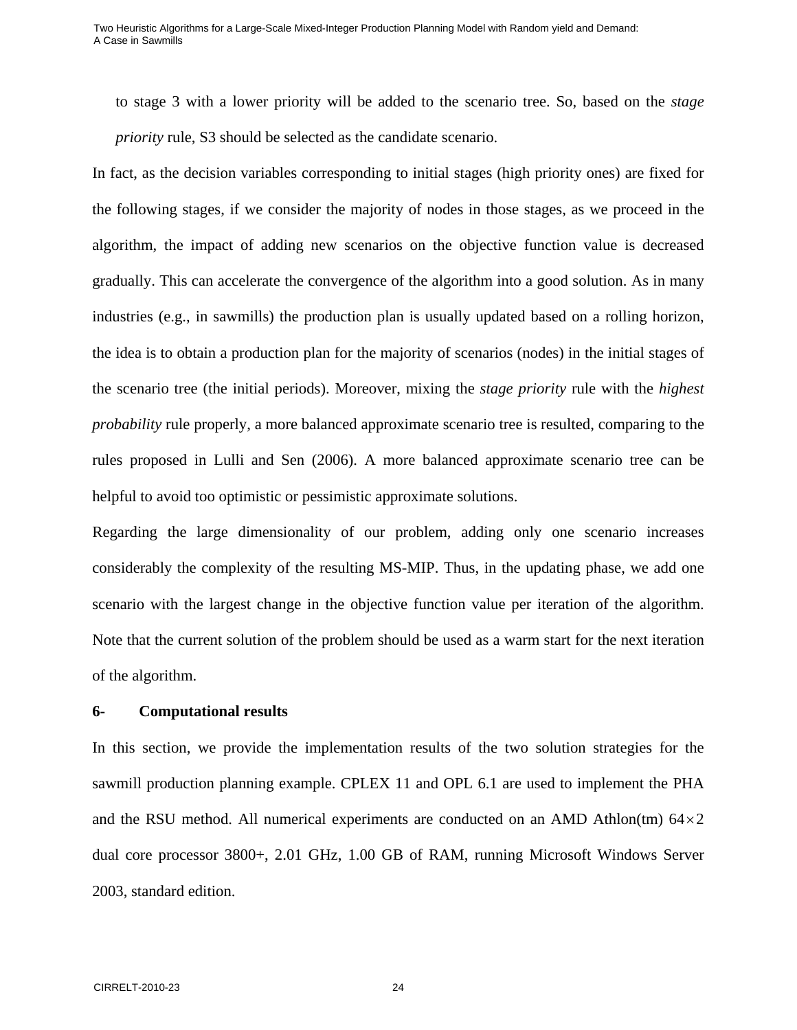to stage 3 with a lower priority will be added to the scenario tree. So, based on the *stage priority* rule, S3 should be selected as the candidate scenario.

In fact, as the decision variables corresponding to initial stages (high priority ones) are fixed for the following stages, if we consider the majority of nodes in those stages, as we proceed in the algorithm, the impact of adding new scenarios on the objective function value is decreased gradually. This can accelerate the convergence of the algorithm into a good solution. As in many industries (e.g., in sawmills) the production plan is usually updated based on a rolling horizon, the idea is to obtain a production plan for the majority of scenarios (nodes) in the initial stages of the scenario tree (the initial periods). Moreover, mixing the *stage priority* rule with the *highest probability* rule properly, a more balanced approximate scenario tree is resulted, comparing to the rules proposed in Lulli and Sen (2006). A more balanced approximate scenario tree can be helpful to avoid too optimistic or pessimistic approximate solutions.

Regarding the large dimensionality of our problem, adding only one scenario increases considerably the complexity of the resulting MS-MIP. Thus, in the updating phase, we add one scenario with the largest change in the objective function value per iteration of the algorithm. Note that the current solution of the problem should be used as a warm start for the next iteration of the algorithm.

## 6- Computational results

In this section, we provide the implementation results of the two solution strategies for the sawmill production planning example. CPLEX 11 and OPL 6.1 are used to implement the PHA and the RSU method. All numerical experiments are conducted on an AMD Athlon(tm) $64\times2$ dual core processor 3800+, 2.01 GHz, 1.00 GB of RAM, running Microsoft Windows Server 2003, standard edition.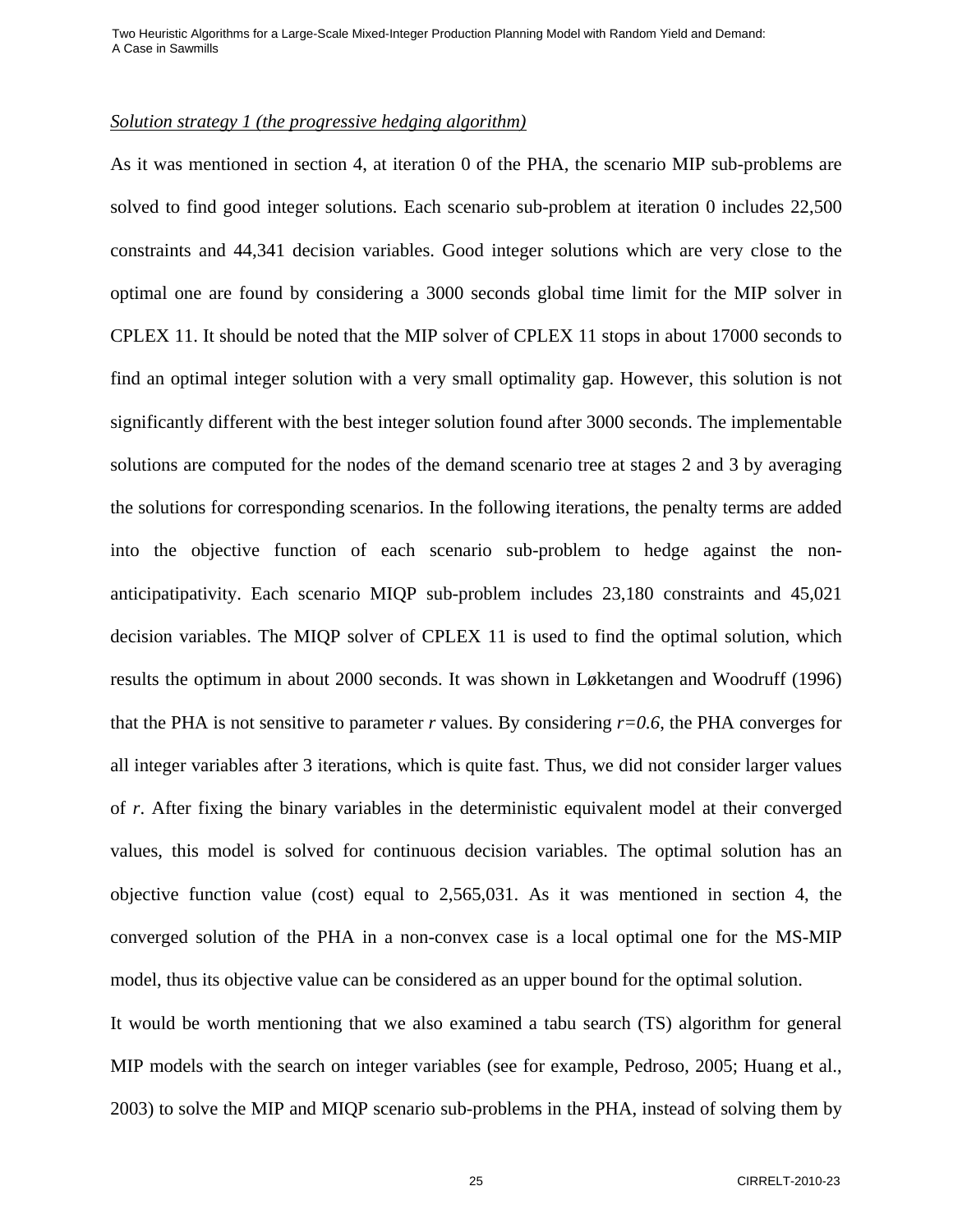*Solution strategy 1 (the progressive hedging algorithm)*

As it was mentioned in section 4, at iteration 0 of the PHA, the scenario MIP sub-problems are solved to find good integer solutions. Each scenario sub-problem at iteration 0 includes 22,500 constraints and 44,341 decision variables. Good integer solutions which are very close to the optimal one are found by considering a 3000 seconds global time limit for the MIP solver in CPLEX 11. It should be noted that the MIP solver of CPLEX 11 stops in about 17000 seconds to find an optimal integer solution with a very small optimality gap. However, this solution is not significantly different with the best integer solution found after 3000 seconds. The implementable solutions are computed for the nodes of the demand scenario tree at stages 2 and 3 by averaging the solutions for corresponding scenarios. In the following iterations, the penalty terms are added into the objective function of each scenario sub-problem to hedge against the non-anticipatipativity. Each scenario MIQP sub-problem includes 23,180 constraints and 45,021 decision variables. The MIQP solver of CPLEX 11 is used to find the optimal solution, which results the optimum in about 2000 seconds. It was shown in Løkketangen and Woodruff (1996) that the PHA is not sensitive to parameter $r$ values. By considering $r=0.6$, the PHA converges for all integer variables after 3 iterations, which is quite fast. Thus, we did not consider larger values of $r$. After fixing the binary variables in the deterministic equivalent model at their converged values, this model is solved for continuous decision variables. The optimal solution has an objective function value (cost) equal to 2,565,031. As it was mentioned in section 4, the converged solution of the PHA in a non-convex case is a local optimal one for the MS-MIP model, thus its objective value can be considered as an upper bound for the optimal solution.

It would be worth mentioning that we also examined a tabu search (TS) algorithm for general MIP models with the search on integer variables (see for example, Pedroso, 2005; Huang et al., 2003) to solve the MIP and MIQP scenario sub-problems in the PHA, instead of solving them by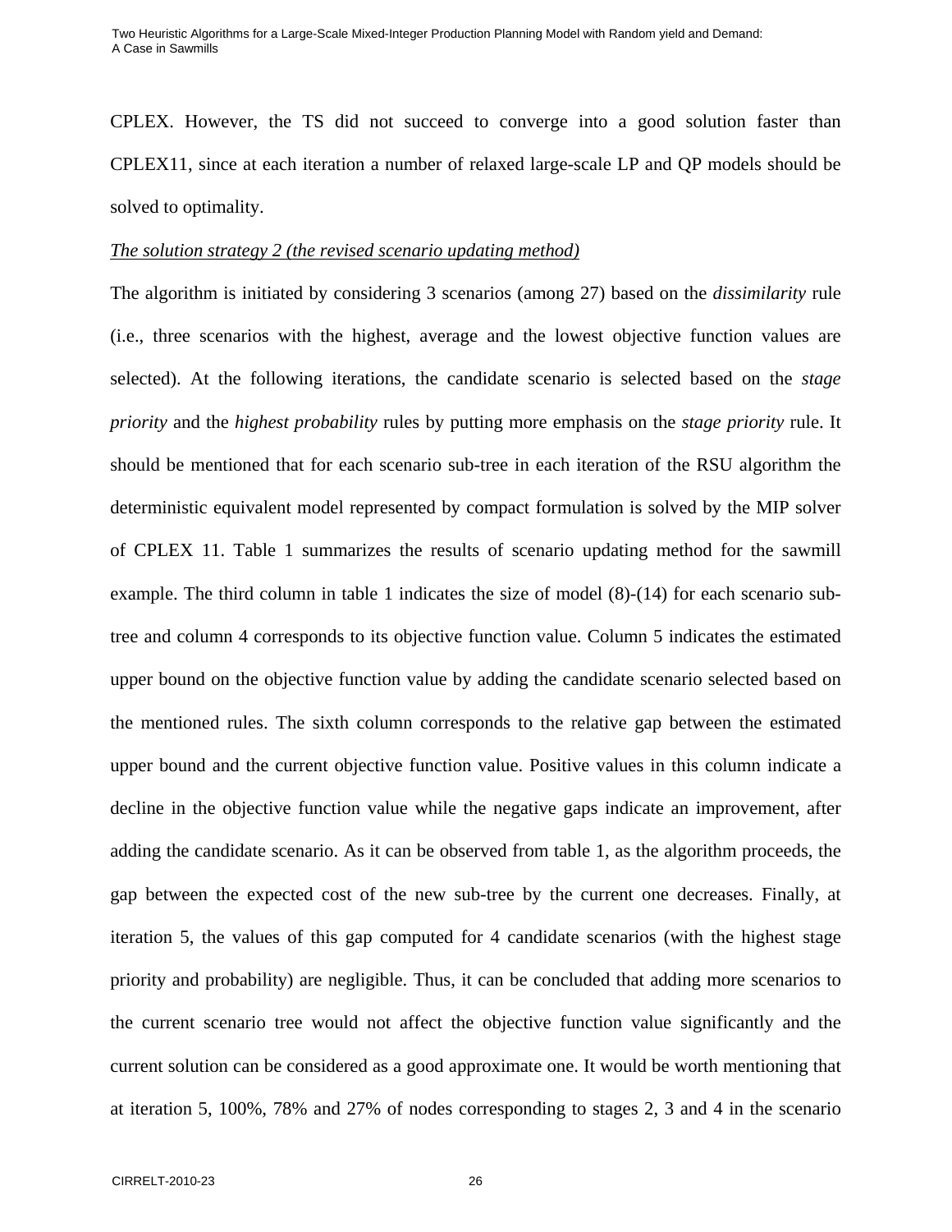CPLEX. However, the TS did not succeed to converge into a good solution faster than CPLEX11, since at each iteration a number of relaxed large-scale LP and QP models should be solved to optimality.

*The solution strategy 2 (the revised scenario updating method)*

The algorithm is initiated by considering 3 scenarios (among 27) based on the *dissimilarity* rule (i.e., three scenarios with the highest, average and the lowest objective function values are selected). At the following iterations, the candidate scenario is selected based on the *stage priority* and the *highest probability* rules by putting more emphasis on the *stage priority* rule. It should be mentioned that for each scenario sub-tree in each iteration of the RSU algorithm the deterministic equivalent model represented by compact formulation is solved by the MIP solver of CPLEX 11. Table 1 summarizes the results of scenario updating method for the sawmill example. The third column in table 1 indicates the size of model (8)-(14) for each scenario sub-tree and column 4 corresponds to its objective function value. Column 5 indicates the estimated upper bound on the objective function value by adding the candidate scenario selected based on the mentioned rules. The sixth column corresponds to the relative gap between the estimated upper bound and the current objective function value. Positive values in this column indicate a decline in the objective function value while the negative gaps indicate an improvement, after adding the candidate scenario. As it can be observed from table 1, as the algorithm proceeds, the gap between the expected cost of the new sub-tree by the current one decreases. Finally, at iteration 5, the values of this gap computed for 4 candidate scenarios (with the highest stage priority and probability) are negligible. Thus, it can be concluded that adding more scenarios to the current scenario tree would not affect the objective function value significantly and the current solution can be considered as a good approximate one. It would be worth mentioning that at iteration 5, 100%, 78% and 27% of nodes corresponding to stages 2, 3 and 4 in the scenario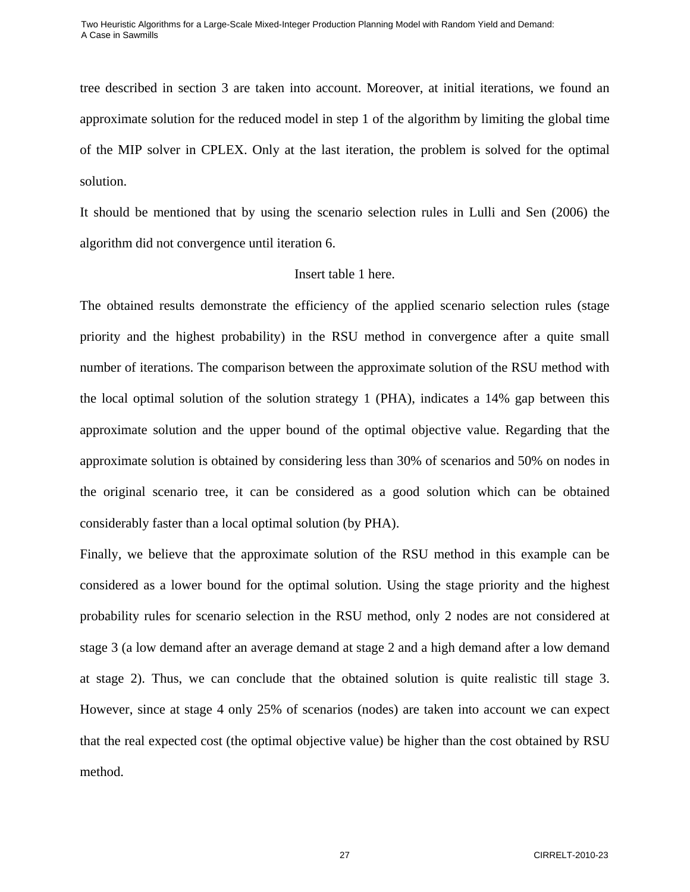tree described in section 3 are taken into account. Moreover, at initial iterations, we found an approximate solution for the reduced model in step 1 of the algorithm by limiting the global time of the MIP solver in CPLEX. Only at the last iteration, the problem is solved for the optimal solution.

It should be mentioned that by using the scenario selection rules in Lulli and Sen (2006) the algorithm did not convergence until iteration 6.

Insert table 1 here.

The obtained results demonstrate the efficiency of the applied scenario selection rules (stage priority and the highest probability) in the RSU method in convergence after a quite small number of iterations. The comparison between the approximate solution of the RSU method with the local optimal solution of the solution strategy 1 (PHA), indicates a 14% gap between this approximate solution and the upper bound of the optimal objective value. Regarding that the approximate solution is obtained by considering less than 30% of scenarios and 50% on nodes in the original scenario tree, it can be considered as a good solution which can be obtained considerably faster than a local optimal solution (by PHA).

Finally, we believe that the approximate solution of the RSU method in this example can be considered as a lower bound for the optimal solution. Using the stage priority and the highest probability rules for scenario selection in the RSU method, only 2 nodes are not considered at stage 3 (a low demand after an average demand at stage 2 and a high demand after a low demand at stage 2). Thus, we can conclude that the obtained solution is quite realistic till stage 3. However, since at stage 4 only 25% of scenarios (nodes) are taken into account we can expect that the real expected cost (the optimal objective value) be higher than the cost obtained by RSU method.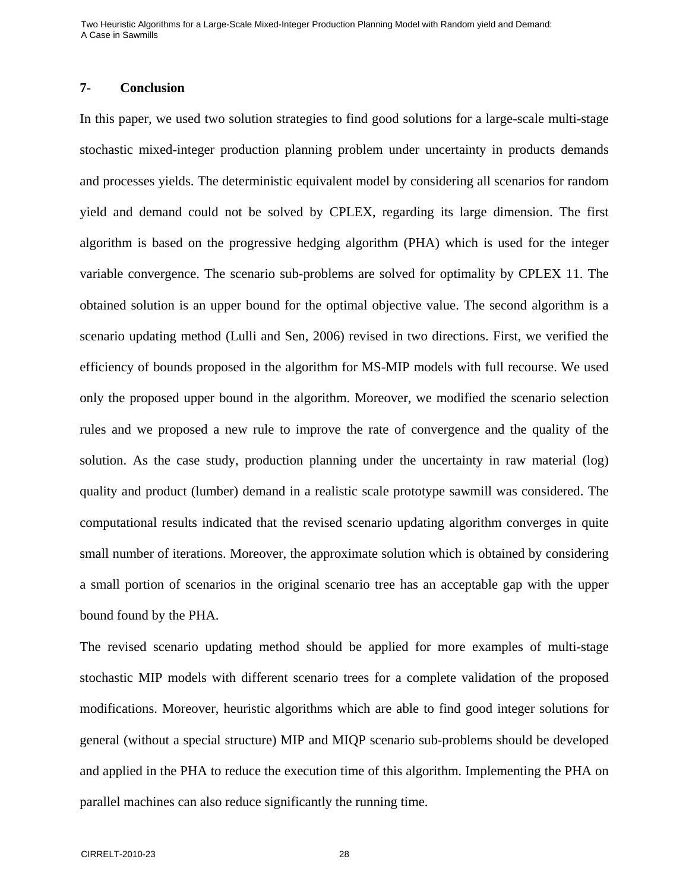## 7- Conclusion

In this paper, we used two solution strategies to find good solutions for a large-scale multi-stage stochastic mixed-integer production planning problem under uncertainty in products demands and processes yields. The deterministic equivalent model by considering all scenarios for random yield and demand could not be solved by CPLEX, regarding its large dimension. The first algorithm is based on the progressive hedging algorithm (PHA) which is used for the integer variable convergence. The scenario sub-problems are solved for optimality by CPLEX 11. The obtained solution is an upper bound for the optimal objective value. The second algorithm is a scenario updating method (Lulli and Sen, 2006) revised in two directions. First, we verified the efficiency of bounds proposed in the algorithm for MS-MIP models with full recourse. We used only the proposed upper bound in the algorithm. Moreover, we modified the scenario selection rules and we proposed a new rule to improve the rate of convergence and the quality of the solution. As the case study, production planning under the uncertainty in raw material (log) quality and product (lumber) demand in a realistic scale prototype sawmill was considered. The computational results indicated that the revised scenario updating algorithm converges in quite small number of iterations. Moreover, the approximate solution which is obtained by considering a small portion of scenarios in the original scenario tree has an acceptable gap with the upper bound found by the PHA.

The revised scenario updating method should be applied for more examples of multi-stage stochastic MIP models with different scenario trees for a complete validation of the proposed modifications. Moreover, heuristic algorithms which are able to find good integer solutions for general (without a special structure) MIP and MIQP scenario sub-problems should be developed and applied in the PHA to reduce the execution time of this algorithm. Implementing the PHA on parallel machines can also reduce significantly the running time.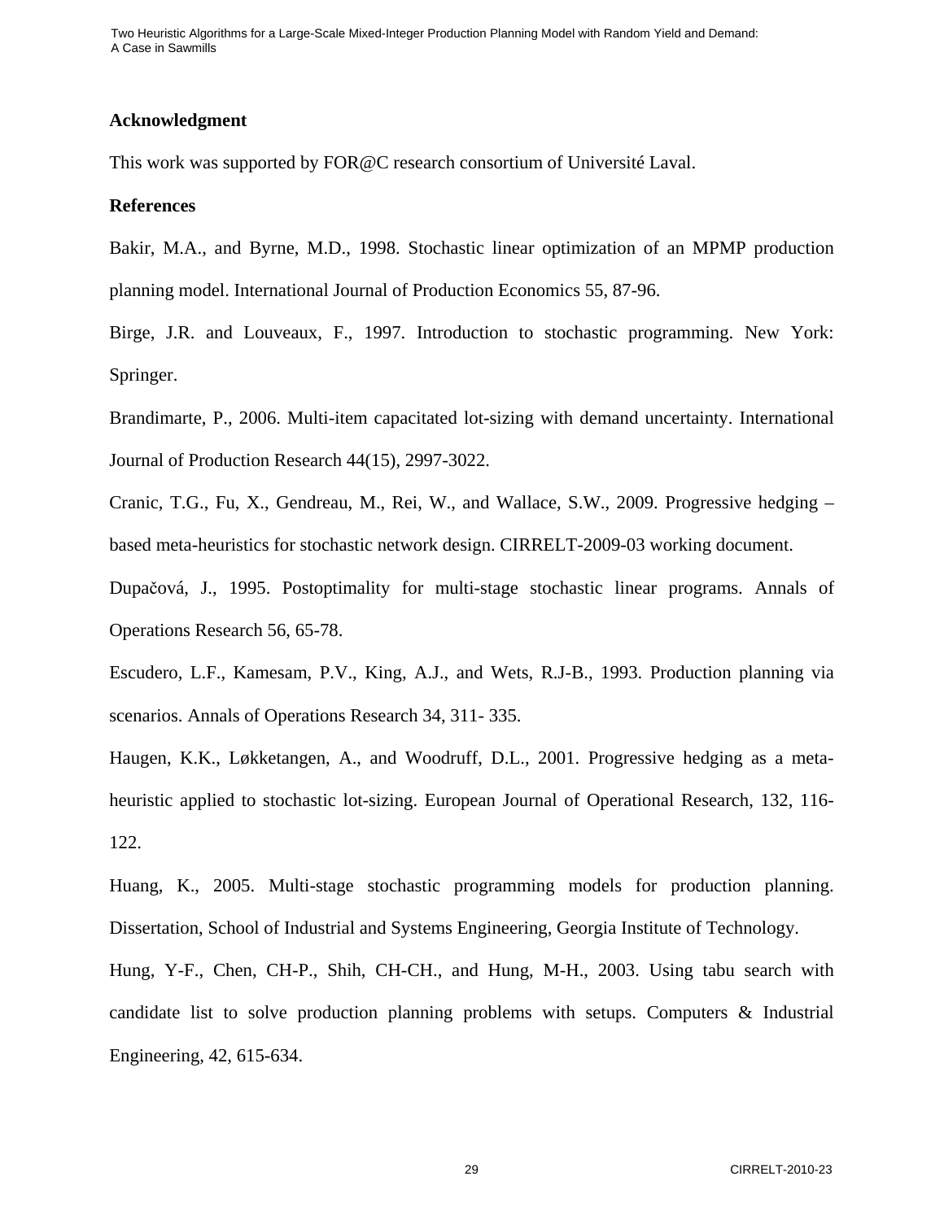## Acknowledgment

This work was supported by FOR@C research consortium of Université Laval.

## References

Bakir, M.A., and Byrne, M.D., 1998. Stochastic linear optimization of an MPMP production planning model. International Journal of Production Economics 55, 87-96.

Birge, J.R. and Louveaux, F., 1997. Introduction to stochastic programming. New York: Springer.

Brandimarte, P., 2006. Multi-item capacitated lot-sizing with demand uncertainty. International Journal of Production Research 44(15), 2997-3022.

Cranic, T.G., Fu, X., Gendreau, M., Rei, W., and Wallace, S.W., 2009. Progressive hedging – based meta-heuristics for stochastic network design. CIRRELT-2009-03 working document.

Dupačová, J., 1995. Postoptimality for multi-stage stochastic linear programs. Annals of Operations Research 56, 65-78.

Escudero, L.F., Kamesam, P.V., King, A.J., and Wets, R.J-B., 1993. Production planning via scenarios. Annals of Operations Research 34, 311- 335.

Haugen, K.K., Løkketangen, A., and Woodruff, D.L., 2001. Progressive hedging as a meta-heuristic applied to stochastic lot-sizing. European Journal of Operational Research, 132, 116-122.

Huang, K., 2005. Multi-stage stochastic programming models for production planning. Dissertation, School of Industrial and Systems Engineering, Georgia Institute of Technology.

Hung, Y-F., Chen, CH-P., Shih, CH-CH., and Hung, M-H., 2003. Using tabu search with candidate list to solve production planning problems with setups. Computers & Industrial Engineering, 42, 615-634.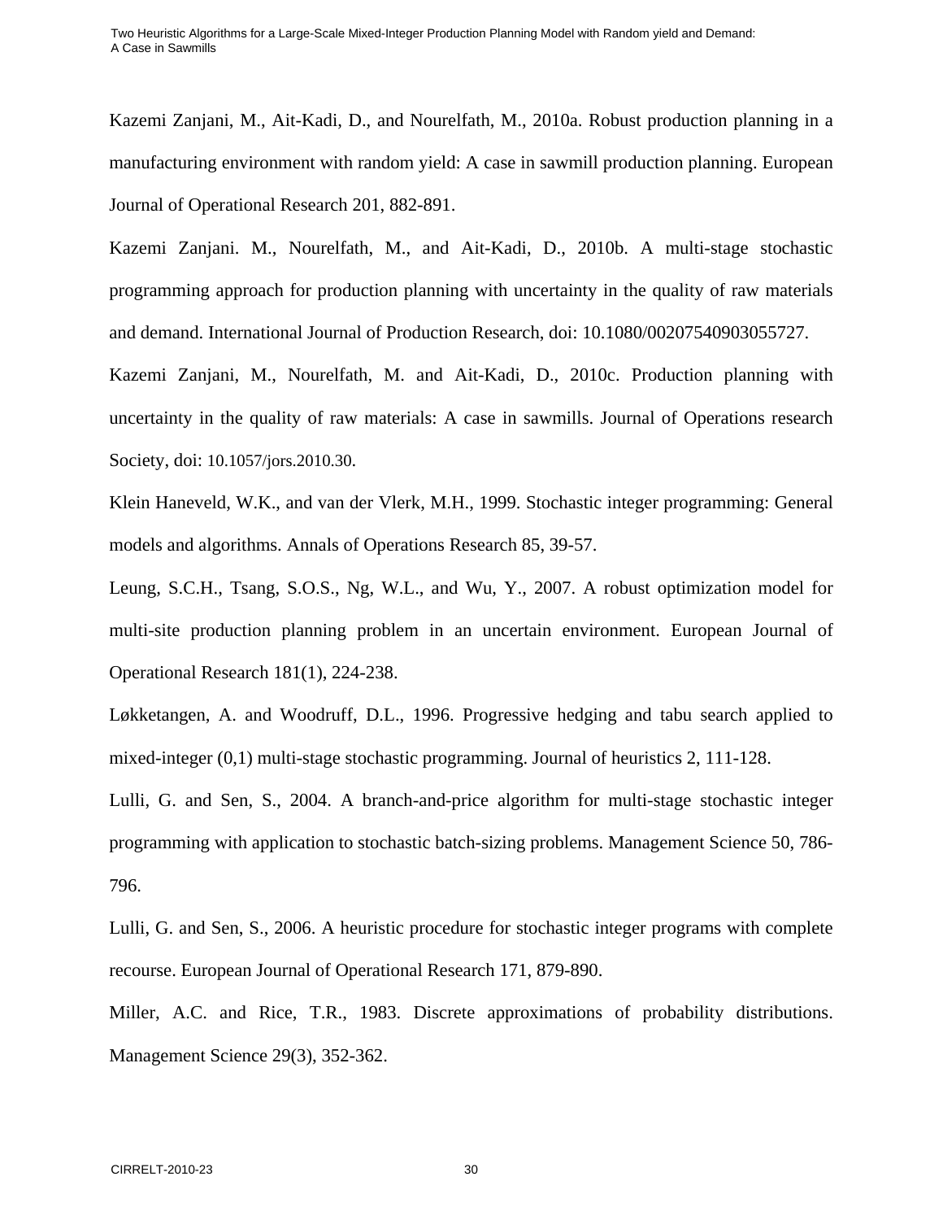Kazemi Zanjani, M., Ait-Kadi, D., and Nourelfath, M., 2010a. Robust production planning in a manufacturing environment with random yield: A case in sawmill production planning. European Journal of Operational Research 201, 882-891.

Kazemi Zanjani. M., Nourelfath, M., and Ait-Kadi, D., 2010b. A multi-stage stochastic programming approach for production planning with uncertainty in the quality of raw materials and demand. International Journal of Production Research, doi: 10.1080/00207540903055727.

Kazemi Zanjani, M., Nourelfath, M. and Ait-Kadi, D., 2010c. Production planning with uncertainty in the quality of raw materials: A case in sawmills. Journal of Operations research Society, doi: 10.1057/jors.2010.30.

Klein Haneveld, W.K., and van der Vlerk, M.H., 1999. Stochastic integer programming: General models and algorithms. Annals of Operations Research 85, 39-57.

Leung, S.C.H., Tsang, S.O.S., Ng, W.L., and Wu, Y., 2007. A robust optimization model for multi-site production planning problem in an uncertain environment. European Journal of Operational Research 181(1), 224-238.

Løkketangen, A. and Woodruff, D.L., 1996. Progressive hedging and tabu search applied to mixed-integer (0,1) multi-stage stochastic programming. Journal of heuristics 2, 111-128.

Lulli, G. and Sen, S., 2004. A branch-and-price algorithm for multi-stage stochastic integer programming with application to stochastic batch-sizing problems. Management Science 50, 786-796.

Lulli, G. and Sen, S., 2006. A heuristic procedure for stochastic integer programs with complete recourse. European Journal of Operational Research 171, 879-890.

Miller, A.C. and Rice, T.R., 1983. Discrete approximations of probability distributions. Management Science 29(3), 352-362.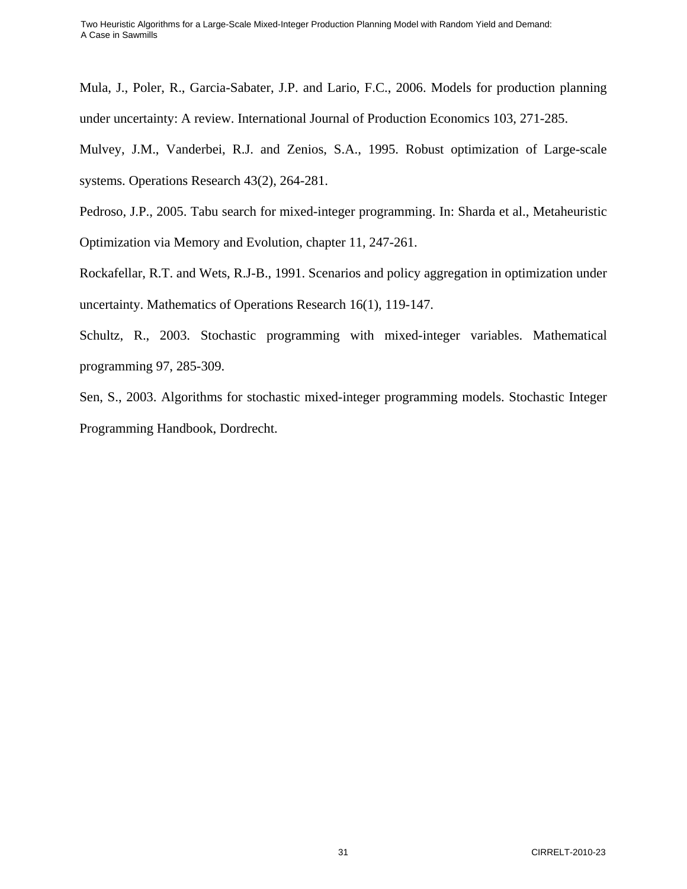Mula, J., Poler, R., Garcia-Sabater, J.P. and Lario, F.C., 2006. Models for production planning under uncertainty: A review. International Journal of Production Economics 103, 271-285.

Mulvey, J.M., Vanderbei, R.J. and Zenios, S.A., 1995. Robust optimization of Large-scale systems. Operations Research 43(2), 264-281.

Pedroso, J.P., 2005. Tabu search for mixed-integer programming. In: Sharda et al., Metaheuristic Optimization via Memory and Evolution, chapter 11, 247-261.

Rockafellar, R.T. and Wets, R.J-B., 1991. Scenarios and policy aggregation in optimization under uncertainty. Mathematics of Operations Research 16(1), 119-147.

Schultz, R., 2003. Stochastic programming with mixed-integer variables. Mathematical programming 97, 285-309.

Sen, S., 2003. Algorithms for stochastic mixed-integer programming models. Stochastic Integer Programming Handbook, Dordrecht.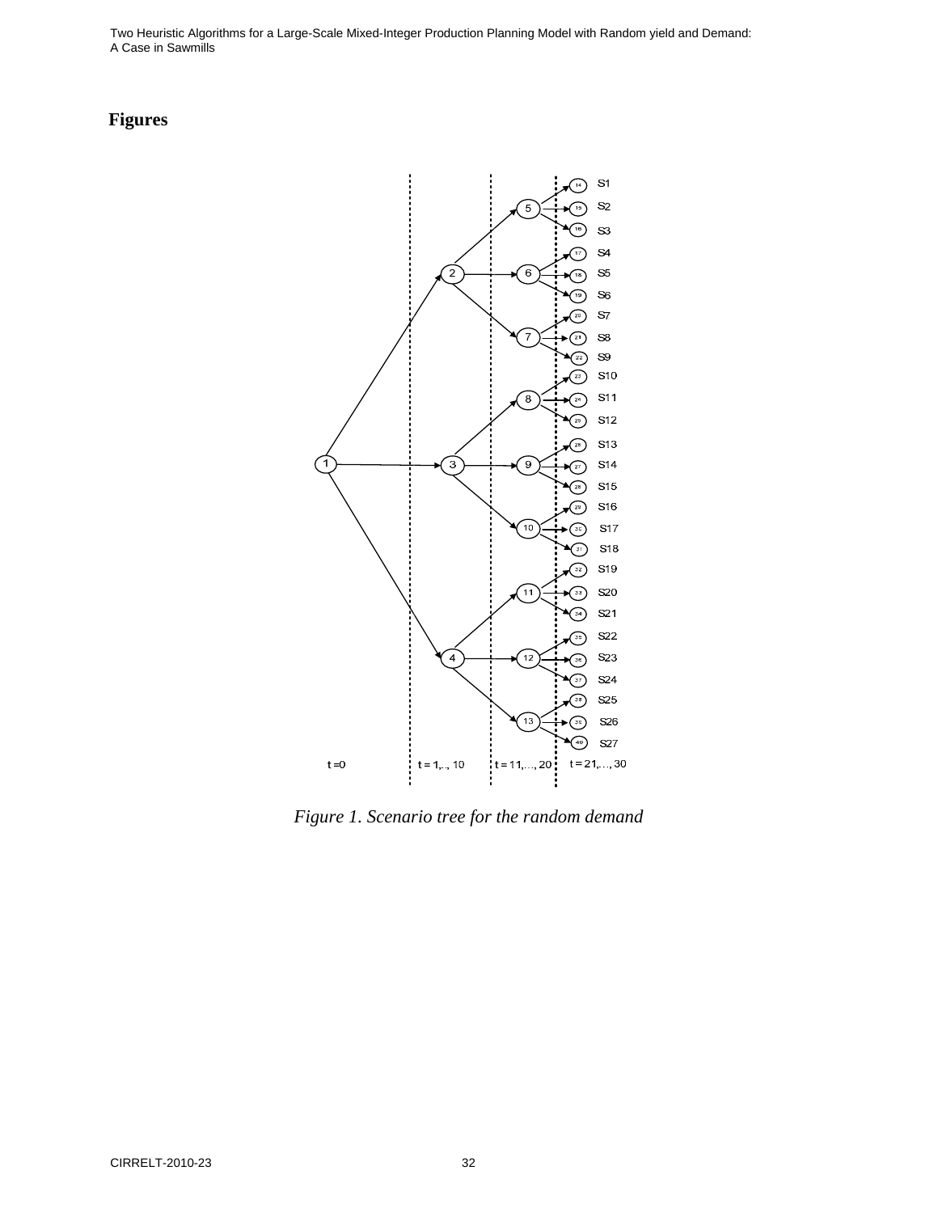## Figures

*Figure 1. Scenario tree for the random demand*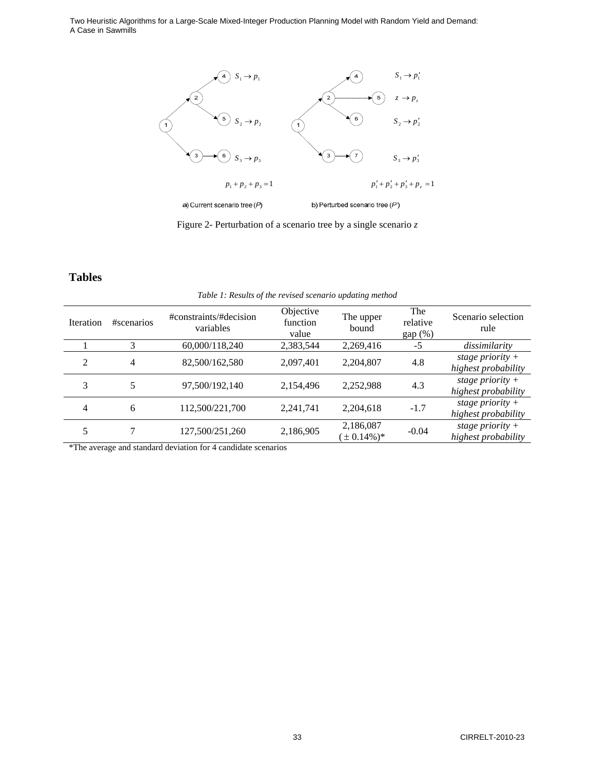$S_1 \rightarrow p_1$

$S_2 \rightarrow p_2$

$S_3 \rightarrow p_3$

$p_1 + p_2 + p_3 = 1$

a) Current scenario tree ($P$)

$S_1 \rightarrow p_1'$

$z \rightarrow p_z$

$S_2 \rightarrow p_2'$

$S_3 \rightarrow p_3'$

$p_1' + p_2' + p_3' + p_z = 1$

b) Perturbed scenario tree ($P'$)

Figure 2- Perturbation of a scenario tree by a single scenario *z*

## Tables

*Table 1: Results of the revised scenario updating method*

| Iteration | #scenarios | #constraints/#decision variables | Objective function value | The upper bound | The relative gap (%) | Scenario selection rule |
|---|---|---|---|---|---|---|
| 1 | 3 | 60,000/118,240 | 2,383,544 | 2,269,416 | -5 | *dissimilarity* |
| 2 | 4 | 82,500/162,580 | 2,097,401 | 2,204,807 | 4.8 | *stage priority + highest probability* |
| 3 | 5 | 97,500/192,140 | 2,154,496 | 2,252,988 | 4.3 | *stage priority + highest probability* |
| 4 | 6 | 112,500/221,700 | 2,241,741 | 2,204,618 | -1.7 | *stage priority + highest probability* |
| 5 | 7 | 127,500/251,260 | 2,186,905 | 2,186,087 ($\pm$ 0.14%)* | -0.04 | *stage priority + highest probability* |

*The average and standard deviation for 4 candidate scenarios